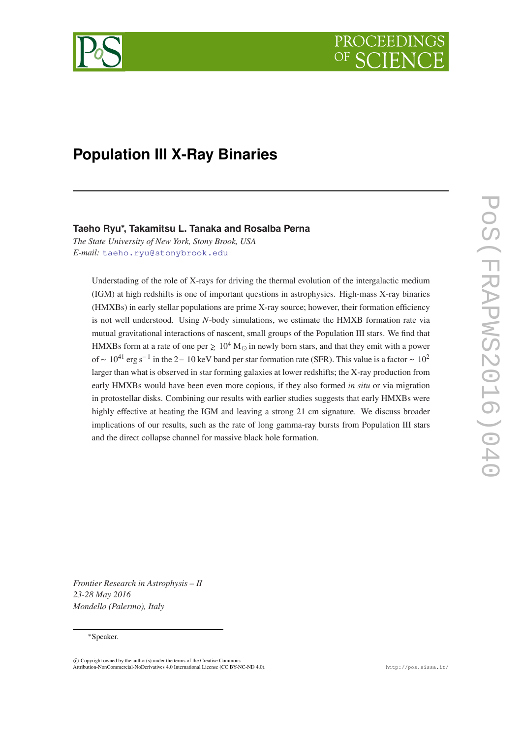# Population III X-Ray Binaries

**Taeho Ryu\*, Takamitsu L. Tanaka and Rosalba Perna**

*The State University of New York, Stony Brook, USA*
*E-mail:* taeho.ryu@stonybrook.edu

Understading of the role of X-rays for driving the thermal evolution of the intergalactic medium (IGM) at high redshifts is one of important questions in astrophysics. High-mass X-ray binaries (HMXBs) in early stellar populations are prime X-ray source; however, their formation efficiency is not well understood. Using *N*-body simulations, we estimate the HMXB formation rate via mutual gravitational interactions of nascent, small groups of the Population III stars. We find that HMXBs form at a rate of one per $\gtrsim 10^4$ $M_\odot$ in newly born stars, and that they emit with a power of $\sim 10^{41}$ erg $s^{-1}$ in the $2-10$ keV band per star formation rate (SFR). This value is a factor $\sim 10^2$ larger than what is observed in star forming galaxies at lower redshifts; the X-ray production from early HMXBs would have been even more copious, if they also formed *in situ* or via migration in protostellar disks. Combining our results with earlier studies suggests that early HMXBs were highly effective at heating the IGM and leaving a strong 21 cm signature. We discuss broader implications of our results, such as the rate of long gamma-ray bursts from Population III stars and the direct collapse channel for massive black hole formation.

*Frontier Research in Astrophysics – II*
*23-28 May 2016*
*Mondello (Palermo), Italy*

\*Speaker.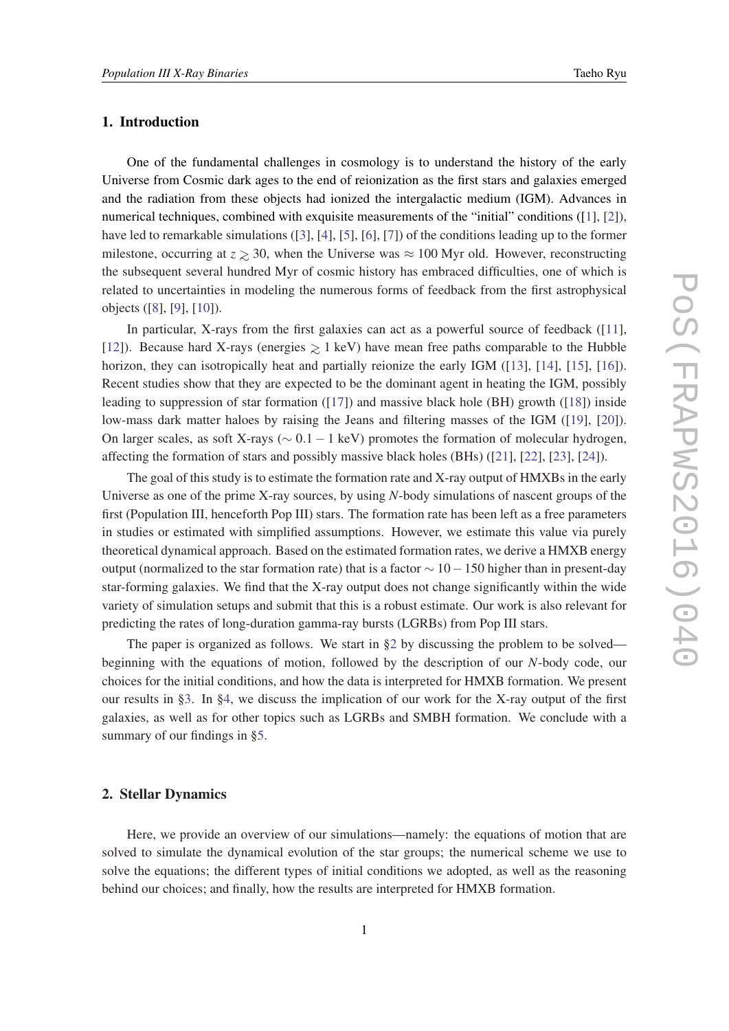## 1. Introduction

One of the fundamental challenges in cosmology is to understand the history of the early Universe from Cosmic dark ages to the end of reionization as the first stars and galaxies emerged and the radiation from these objects had ionized the intergalactic medium (IGM). Advances in numerical techniques, combined with exquisite measurements of the "initial" conditions ([1], [2]), have led to remarkable simulations ([3], [4], [5], [6], [7]) of the conditions leading up to the former milestone, occurring at $z \gtrsim 30$, when the Universe was $\approx 100$ Myr old. However, reconstructing the subsequent several hundred Myr of cosmic history has embraced difficulties, one of which is related to uncertainties in modeling the numerous forms of feedback from the first astrophysical objects ([8], [9], [10]).

In particular, X-rays from the first galaxies can act as a powerful source of feedback ([11], [12]). Because hard X-rays (energies $\gtrsim 1$ keV) have mean free paths comparable to the Hubble horizon, they can isotropically heat and partially reionize the early IGM ([13], [14], [15], [16]). Recent studies show that they are expected to be the dominant agent in heating the IGM, possibly leading to suppression of star formation ([17]) and massive black hole (BH) growth ([18]) inside low-mass dark matter haloes by raising the Jeans and filtering masses of the IGM ([19], [20]). On larger scales, as soft X-rays ($\sim 0.1-1$ keV) promotes the formation of molecular hydrogen, affecting the formation of stars and possibly massive black holes (BHs) ([21], [22], [23], [24]).

The goal of this study is to estimate the formation rate and X-ray output of HMXBs in the early Universe as one of the prime X-ray sources, by using $N$-body simulations of nascent groups of the first (Population III, henceforth Pop III) stars. The formation rate has been left as a free parameters in studies or estimated with simplified assumptions. However, we estimate this value via purely theoretical dynamical approach. Based on the estimated formation rates, we derive a HMXB energy output (normalized to the star formation rate) that is a factor $\sim 10-150$ higher than in present-day star-forming galaxies. We find that the X-ray output does not change significantly within the wide variety of simulation setups and submit that this is a robust estimate. Our work is also relevant for predicting the rates of long-duration gamma-ray bursts (LGRBs) from Pop III stars.

The paper is organized as follows. We start in §2 by discussing the problem to be solved—beginning with the equations of motion, followed by the description of our $N$-body code, our choices for the initial conditions, and how the data is interpreted for HMXB formation. We present our results in §3. In §4, we discuss the implication of our work for the X-ray output of the first galaxies, as well as for other topics such as LGRBs and SMBH formation. We conclude with a summary of our findings in §5.

## 2. Stellar Dynamics

Here, we provide an overview of our simulations—namely: the equations of motion that are solved to simulate the dynamical evolution of the star groups; the numerical scheme we use to solve the equations; the different types of initial conditions we adopted, as well as the reasoning behind our choices; and finally, how the results are interpreted for HMXB formation.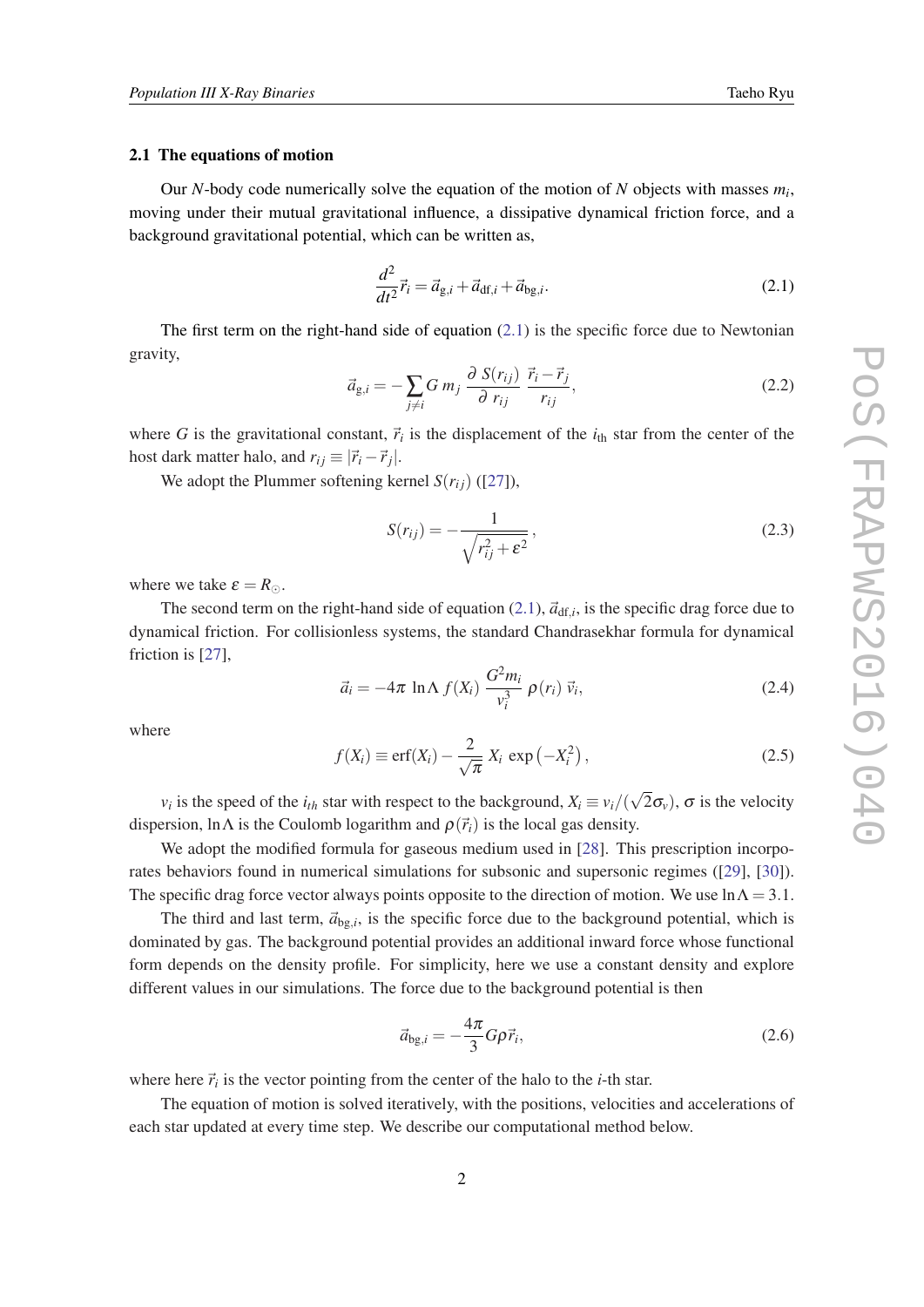### 2.1 The equations of motion

Our $N$-body code numerically solve the equation of the motion of $N$ objects with masses $m_i$, moving under their mutual gravitational influence, a dissipative dynamical friction force, and a background gravitational potential, which can be written as,

$$\frac{d^2}{dt^2}\vec{r}_i = \vec{a}_{\mathrm{g},i} + \vec{a}_{\mathrm{df},i} + \vec{a}_{\mathrm{bg},i}. \tag{2.1}$$

The first term on the right-hand side of equation (2.1) is the specific force due to Newtonian gravity,

$$\vec{a}_{\mathrm{g},i} = -\sum_{j \neq i} G\, m_j\, \frac{\partial\, S(r_{ij})}{\partial\, r_{ij}}\, \frac{\vec{r}_i - \vec{r}_j}{r_{ij}}, \tag{2.2}$$

where $G$ is the gravitational constant, $\vec{r}_i$ is the displacement of the $i_{\mathrm{th}}$ star from the center of the host dark matter halo, and $r_{ij} \equiv |\vec{r}_i - \vec{r}_j|$.

We adopt the Plummer softening kernel $S(r_{ij})$ ([27]),

$$S(r_{ij}) = -\frac{1}{\sqrt{r_{ij}^2 + \varepsilon^2}}, \tag{2.3}$$

where we take $\varepsilon = R_{\odot}$.

The second term on the right-hand side of equation (2.1), $\vec{a}_{\mathrm{df},i}$, is the specific drag force due to dynamical friction. For collisionless systems, the standard Chandrasekhar formula for dynamical friction is [27],

$$\vec{a}_i = -4\pi\, \ln\Lambda\, f(X_i)\, \frac{G^2 m_i}{v_i^3}\, \rho(r_i)\, \vec{v}_i, \tag{2.4}$$

where

$$f(X_i) \equiv \mathrm{erf}(X_i) - \frac{2}{\sqrt{\pi}}\, X_i\, \exp\left(-X_i^2\right), \tag{2.5}$$

$v_i$ is the speed of the $i_{th}$ star with respect to the background, $X_i \equiv v_i/(\sqrt{2}\sigma_v)$, $\sigma$ is the velocity dispersion, $\ln\Lambda$ is the Coulomb logarithm and $\rho(\vec{r}_i)$ is the local gas density.

We adopt the modified formula for gaseous medium used in [28]. This prescription incorporates behaviors found in numerical simulations for subsonic and supersonic regimes ([29], [30]). The specific drag force vector always points opposite to the direction of motion. We use $\ln\Lambda = 3.1$.

The third and last term, $\vec{a}_{\mathrm{bg},i}$, is the specific force due to the background potential, which is dominated by gas. The background potential provides an additional inward force whose functional form depends on the density profile. For simplicity, here we use a constant density and explore different values in our simulations. The force due to the background potential is then

$$\vec{a}_{\mathrm{bg},i} = -\frac{4\pi}{3} G\rho\vec{r}_i, \tag{2.6}$$

where here $\vec{r}_i$ is the vector pointing from the center of the halo to the $i$-th star.

The equation of motion is solved iteratively, with the positions, velocities and accelerations of each star updated at every time step. We describe our computational method below.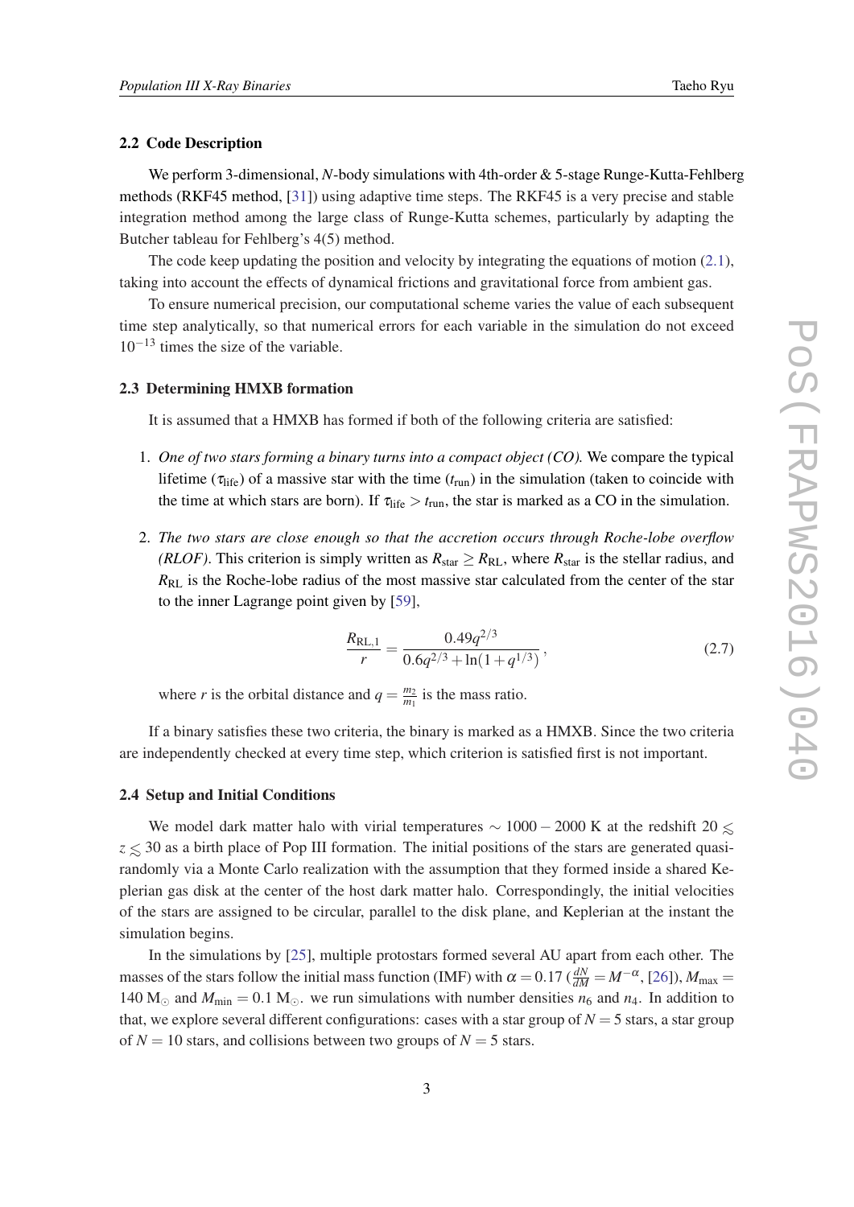### 2.2 Code Description

We perform 3-dimensional, $N$-body simulations with 4th-order & 5-stage Runge-Kutta-Fehlberg methods (RKF45 method, [31]) using adaptive time steps. The RKF45 is a very precise and stable integration method among the large class of Runge-Kutta schemes, particularly by adapting the Butcher tableau for Fehlberg's 4(5) method.

The code keep updating the position and velocity by integrating the equations of motion (2.1), taking into account the effects of dynamical frictions and gravitational force from ambient gas.

To ensure numerical precision, our computational scheme varies the value of each subsequent time step analytically, so that numerical errors for each variable in the simulation do not exceed $10^{-13}$ times the size of the variable.

### 2.3 Determining HMXB formation

It is assumed that a HMXB has formed if both of the following criteria are satisfied:

1. *One of two stars forming a binary turns into a compact object (CO).* We compare the typical lifetime ($\tau_{\rm life}$) of a massive star with the time ($t_{\rm run}$) in the simulation (taken to coincide with the time at which stars are born). If $\tau_{\rm life} > t_{\rm run}$, the star is marked as a CO in the simulation.

2. *The two stars are close enough so that the accretion occurs through Roche-lobe overflow (RLOF).* This criterion is simply written as $R_{\rm star} \geq R_{\rm RL}$, where $R_{\rm star}$ is the stellar radius, and $R_{\rm RL}$ is the Roche-lobe radius of the most massive star calculated from the center of the star to the inner Lagrange point given by [59],

$$\frac{R_{\rm RL,1}}{r} = \frac{0.49q^{2/3}}{0.6q^{2/3} + \ln(1+q^{1/3})}, \tag{2.7}$$

where $r$ is the orbital distance and $q = \frac{m_2}{m_1}$ is the mass ratio.

If a binary satisfies these two criteria, the binary is marked as a HMXB. Since the two criteria are independently checked at every time step, which criterion is satisfied first is not important.

### 2.4 Setup and Initial Conditions

We model dark matter halo with virial temperatures $\sim 1000-2000$ K at the redshift $20 \lesssim z \lesssim 30$ as a birth place of Pop III formation. The initial positions of the stars are generated quasi-randomly via a Monte Carlo realization with the assumption that they formed inside a shared Keplerian gas disk at the center of the host dark matter halo. Correspondingly, the initial velocities of the stars are assigned to be circular, parallel to the disk plane, and Keplerian at the instant the simulation begins.

In the simulations by [25], multiple protostars formed several AU apart from each other. The masses of the stars follow the initial mass function (IMF) with $\alpha = 0.17$ ($\frac{dN}{dM} = M^{-\alpha}$, [26]), $M_{\rm max} = 140$ M$_\odot$ and $M_{\rm min} = 0.1$ M$_\odot$. we run simulations with number densities $n_6$ and $n_4$. In addition to that, we explore several different configurations: cases with a star group of $N = 5$ stars, a star group of $N = 10$ stars, and collisions between two groups of $N = 5$ stars.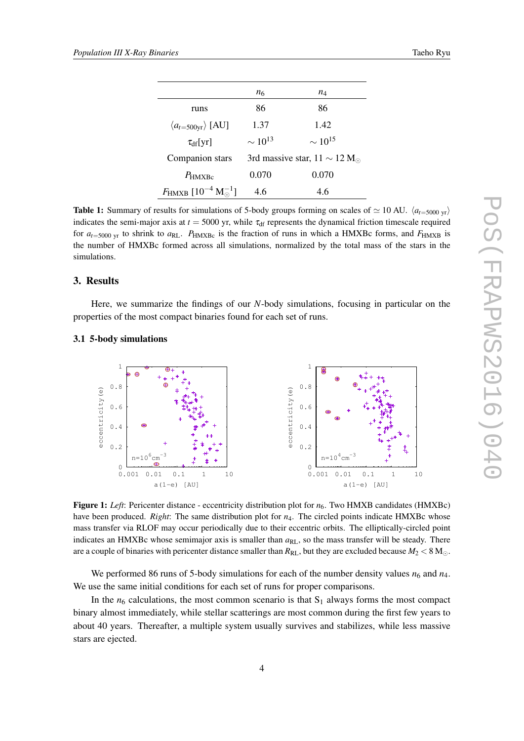|  | $n_6$ | $n_4$ |
|---|---|---|
| runs | 86 | 86 |
| $\langle a_{t=500\mathrm{yr}} \rangle$ [AU] | 1.37 | 1.42 |
| $\tau_{\mathrm{df}}$[yr] | $\sim 10^{13}$ | $\sim 10^{15}$ |
| Companion stars | 3rd massive star, $11 \sim 12\,\mathrm{M}_\odot$ | |
| $P_{\mathrm{HMXBc}}$ | 0.070 | 0.070 |
| $F_{\mathrm{HMXB}}$ [$10^{-4}\,\mathrm{M}_\odot^{-1}$] | 4.6 | 4.6 |

**Table 1:** Summary of results for simulations of 5-body groups forming on scales of $\simeq 10$ AU. $\langle a_{t=5000\ \mathrm{yr}} \rangle$ indicates the semi-major axis at $t = 5000$ yr, while $\tau_{\mathrm{df}}$ represents the dynamical friction timescale required for $a_{t=5000\ \mathrm{yr}}$ to shrink to $a_{\mathrm{RL}}$. $P_{\mathrm{HMXBc}}$ is the fraction of runs in which a HMXBc forms, and $F_{\mathrm{HMXB}}$ is the number of HMXBc formed across all simulations, normalized by the total mass of the stars in the simulations.

## 3. Results

Here, we summarize the findings of our $N$-body simulations, focusing in particular on the properties of the most compact binaries found for each set of runs.

### 3.1 5-body simulations

**Figure 1:** *Left*: Pericenter distance - eccentricity distribution plot for $n_6$. Two HMXB candidates (HMXBc) have been produced. *Right*: The same distribution plot for $n_4$. The circled points indicate HMXBc whose mass transfer via RLOF may occur periodically due to their eccentric orbits. The elliptically-circled point indicates an HMXBc whose semimajor axis is smaller than $a_{\mathrm{RL}}$, so the mass transfer will be steady. There are a couple of binaries with pericenter distance smaller than $R_{\mathrm{RL}}$, but they are excluded because $M_2 < 8\,\mathrm{M}_\odot$.

We performed 86 runs of 5-body simulations for each of the number density values $n_6$ and $n_4$. We use the same initial conditions for each set of runs for proper comparisons.

In the $n_6$ calculations, the most common scenario is that $\mathrm{S}_1$ always forms the most compact binary almost immediately, while stellar scatterings are most common during the first few years to about 40 years. Thereafter, a multiple system usually survives and stabilizes, while less massive stars are ejected.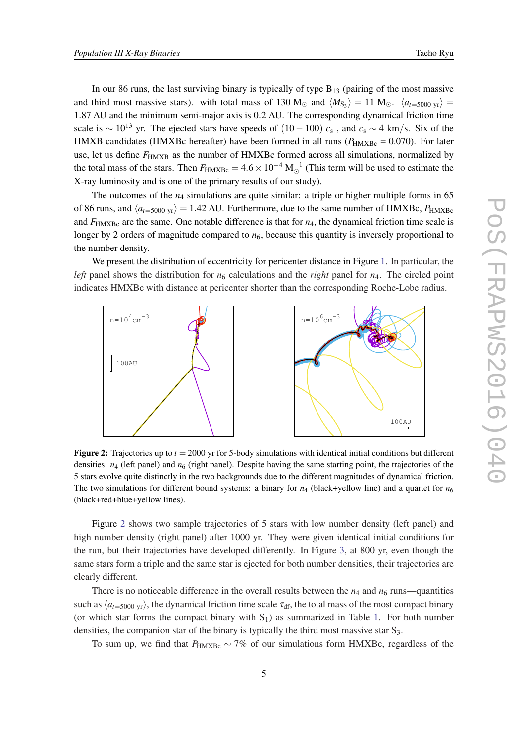In our 86 runs, the last surviving binary is typically of type $B_{13}$ (pairing of the most massive and third most massive stars). with total mass of 130 $M_\odot$ and $\langle M_{S_3} \rangle = 11$ $M_\odot$. $\langle a_{t=5000\text{ yr}} \rangle =$ 1.87 AU and the minimum semi-major axis is 0.2 AU. The corresponding dynamical friction time scale is $\sim 10^{13}$ yr. The ejected stars have speeds of $(10-100)$ $c_s$ , and $c_s \sim 4$ km/s. Six of the HMXB candidates (HMXBc hereafter) have been formed in all runs ($P_{\rm HMXBc}$ = 0.070). For later use, let us define $F_{\rm HMXB}$ as the number of HMXBc formed across all simulations, normalized by the total mass of the stars. Then $F_{\rm HMXBc} = 4.6 \times 10^{-4}$ $M_\odot^{-1}$ (This term will be used to estimate the X-ray luminosity and is one of the primary results of our study).

The outcomes of the $n_4$ simulations are quite similar: a triple or higher multiple forms in 65 of 86 runs, and $\langle a_{t=5000\text{ yr}} \rangle = 1.42$ AU. Furthermore, due to the same number of HMXBc, $P_{\rm HMXBc}$ and $F_{\rm HMXBc}$ are the same. One notable difference is that for $n_4$, the dynamical friction time scale is longer by 2 orders of magnitude compared to $n_6$, because this quantity is inversely proportional to the number density.

We present the distribution of eccentricity for pericenter distance in Figure 1. In particular, the *left* panel shows the distribution for $n_6$ calculations and the *right* panel for $n_4$. The circled point indicates HMXBc with distance at pericenter shorter than the corresponding Roche-Lobe radius.

**Figure 2:** Trajectories up to $t = 2000$ yr for 5-body simulations with identical initial conditions but different densities: $n_4$ (left panel) and $n_6$ (right panel). Despite having the same starting point, the trajectories of the 5 stars evolve quite distinctly in the two backgrounds due to the different magnitudes of dynamical friction. The two simulations for different bound systems: a binary for $n_4$ (black+yellow line) and a quartet for $n_6$ (black+red+blue+yellow lines).

Figure 2 shows two sample trajectories of 5 stars with low number density (left panel) and high number density (right panel) after 1000 yr. They were given identical initial conditions for the run, but their trajectories have developed differently. In Figure 3, at 800 yr, even though the same stars form a triple and the same star is ejected for both number densities, their trajectories are clearly different.

There is no noticeable difference in the overall results between the $n_4$ and $n_6$ runs—quantities such as $\langle a_{t=5000\text{ yr}} \rangle$, the dynamical friction time scale $\tau_{\rm df}$, the total mass of the most compact binary (or which star forms the compact binary with $S_1$) as summarized in Table 1. For both number densities, the companion star of the binary is typically the third most massive star $S_3$.

To sum up, we find that $P_{\rm HMXBc} \sim 7\%$ of our simulations form HMXBc, regardless of the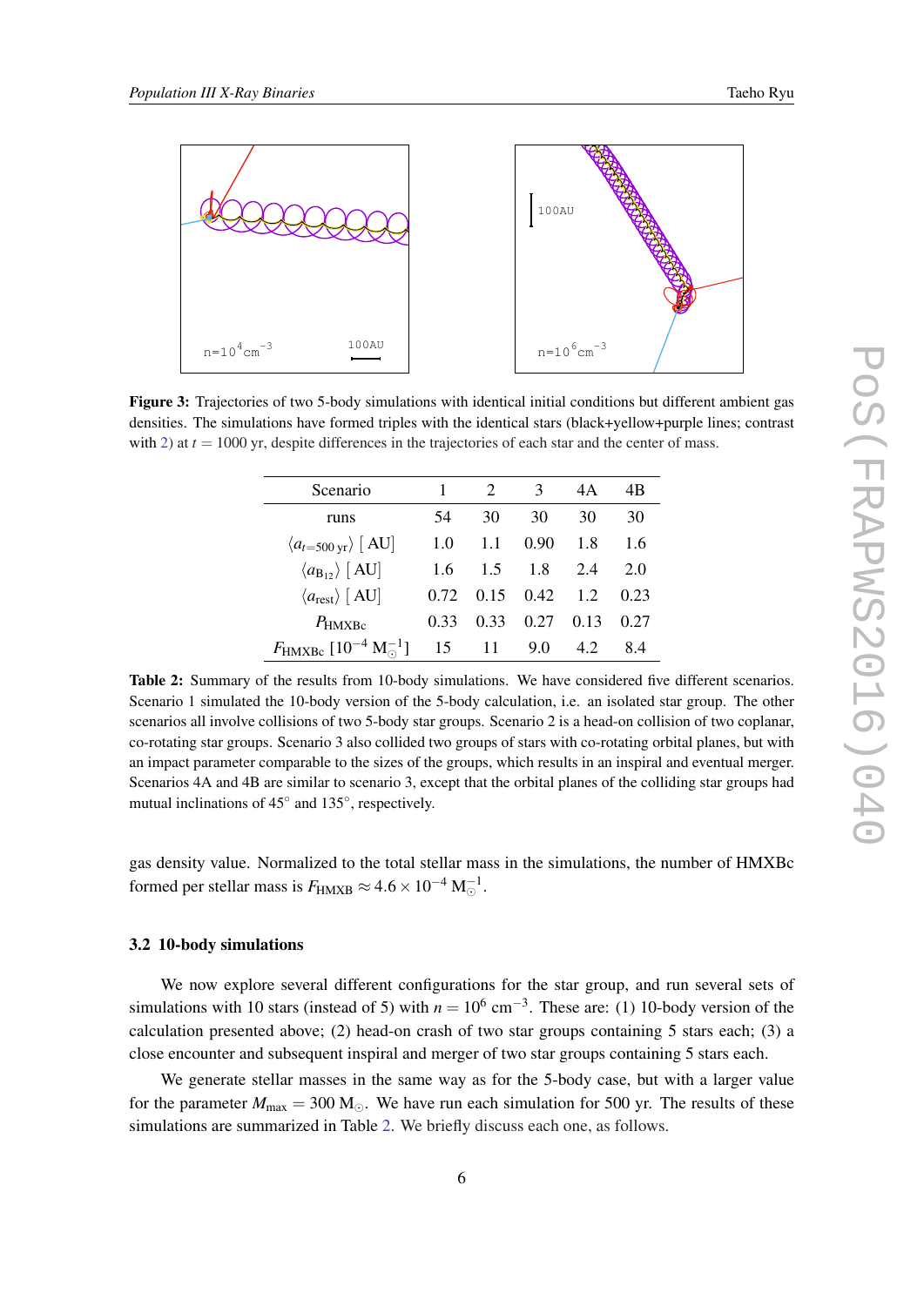**Figure 3:** Trajectories of two 5-body simulations with identical initial conditions but different ambient gas densities. The simulations have formed triples with the identical stars (black+yellow+purple lines; contrast with 2) at $t = 1000$ yr, despite differences in the trajectories of each star and the center of mass.

| Scenario | 1 | 2 | 3 | 4A | 4B |
|---|---|---|---|---|---|
| runs | 54 | 30 | 30 | 30 | 30 |
| $\langle a_{t=500\,\mathrm{yr}} \rangle$ [ AU] | 1.0 | 1.1 | 0.90 | 1.8 | 1.6 |
| $\langle a_{\mathrm{B}_{12}} \rangle$ [ AU] | 1.6 | 1.5 | 1.8 | 2.4 | 2.0 |
| $\langle a_{\mathrm{rest}} \rangle$ [ AU] | 0.72 | 0.15 | 0.42 | 1.2 | 0.23 |
| $P_{\mathrm{HMXBc}}$ | 0.33 | 0.33 | 0.27 | 0.13 | 0.27 |
| $F_{\mathrm{HMXBc}}$ $[10^{-4}\,\mathrm{M}_\odot^{-1}]$ | 15 | 11 | 9.0 | 4.2 | 8.4 |

**Table 2:** Summary of the results from 10-body simulations. We have considered five different scenarios. Scenario 1 simulated the 10-body version of the 5-body calculation, i.e. an isolated star group. The other scenarios all involve collisions of two 5-body star groups. Scenario 2 is a head-on collision of two coplanar, co-rotating star groups. Scenario 3 also collided two groups of stars with co-rotating orbital planes, but with an impact parameter comparable to the sizes of the groups, which results in an inspiral and eventual merger. Scenarios 4A and 4B are similar to scenario 3, except that the orbital planes of the colliding star groups had mutual inclinations of 45° and 135°, respectively.

gas density value. Normalized to the total stellar mass in the simulations, the number of HMXBc formed per stellar mass is $F_{\mathrm{HMXB}} \approx 4.6 \times 10^{-4}\,\mathrm{M}_\odot^{-1}$.

### 3.2 10-body simulations

We now explore several different configurations for the star group, and run several sets of simulations with 10 stars (instead of 5) with $n = 10^6\,\mathrm{cm}^{-3}$. These are: (1) 10-body version of the calculation presented above; (2) head-on crash of two star groups containing 5 stars each; (3) a close encounter and subsequent inspiral and merger of two star groups containing 5 stars each.

We generate stellar masses in the same way as for the 5-body case, but with a larger value for the parameter $M_{\max} = 300\,\mathrm{M}_\odot$. We have run each simulation for 500 yr. The results of these simulations are summarized in Table 2. We briefly discuss each one, as follows.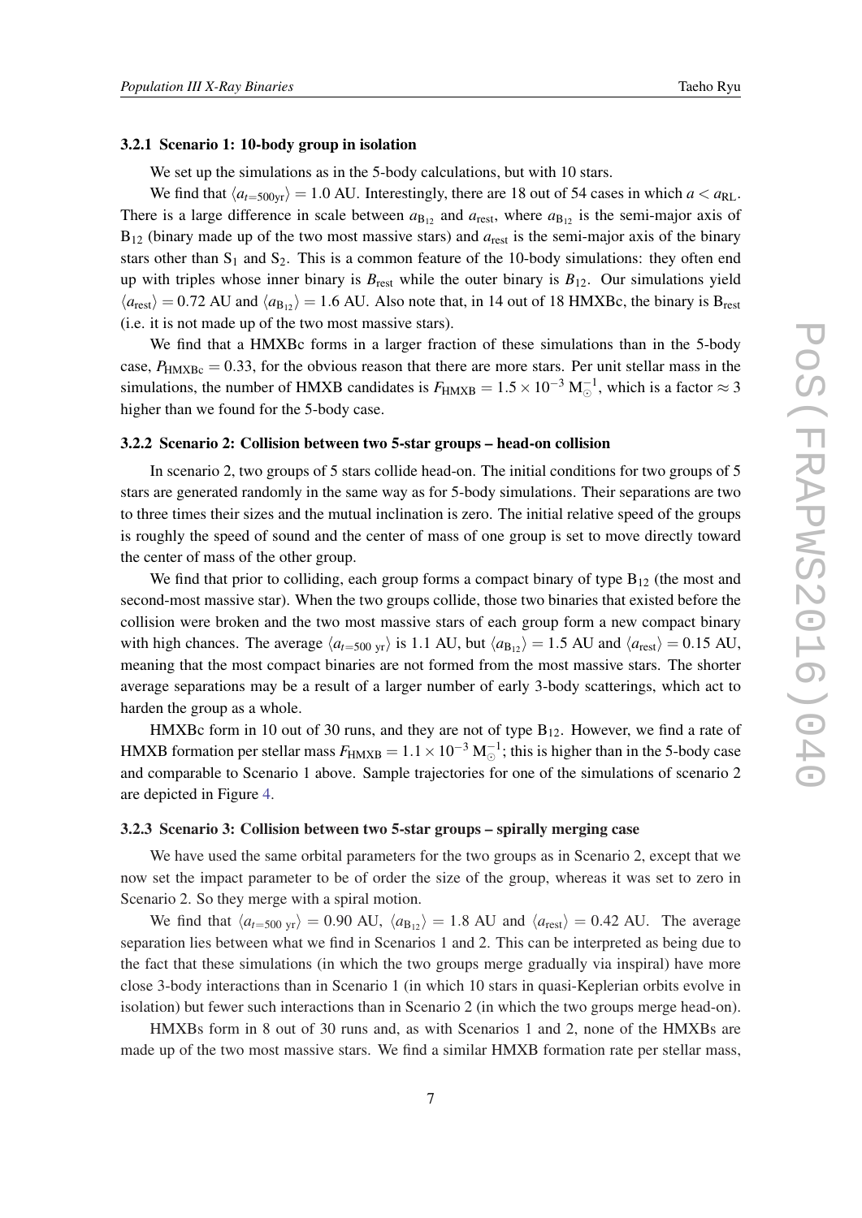### 3.2.1 Scenario 1: 10-body group in isolation

We set up the simulations as in the 5-body calculations, but with 10 stars.

We find that $\langle a_{t=500\mathrm{yr}} \rangle = 1.0$ AU. Interestingly, there are 18 out of 54 cases in which $a < a_{\mathrm{RL}}$. There is a large difference in scale between $a_{\mathrm{B}_{12}}$ and $a_{\mathrm{rest}}$, where $a_{\mathrm{B}_{12}}$ is the semi-major axis of $\mathrm{B}_{12}$ (binary made up of the two most massive stars) and $a_{\mathrm{rest}}$ is the semi-major axis of the binary stars other than $\mathrm{S}_1$ and $\mathrm{S}_2$. This is a common feature of the 10-body simulations: they often end up with triples whose inner binary is $B_{\mathrm{rest}}$ while the outer binary is $B_{12}$. Our simulations yield $\langle a_{\mathrm{rest}} \rangle = 0.72$ AU and $\langle a_{\mathrm{B}_{12}} \rangle = 1.6$ AU. Also note that, in 14 out of 18 HMXBc, the binary is $\mathrm{B}_{\mathrm{rest}}$ (i.e. it is not made up of the two most massive stars).

We find that a HMXBc forms in a larger fraction of these simulations than in the 5-body case, $P_{\mathrm{HMXBc}} = 0.33$, for the obvious reason that there are more stars. Per unit stellar mass in the simulations, the number of HMXB candidates is $F_{\mathrm{HMXB}} = 1.5 \times 10^{-3}\ \mathrm{M}_{\odot}^{-1}$, which is a factor $\approx 3$ higher than we found for the 5-body case.

### 3.2.2 Scenario 2: Collision between two 5-star groups – head-on collision

In scenario 2, two groups of 5 stars collide head-on. The initial conditions for two groups of 5 stars are generated randomly in the same way as for 5-body simulations. Their separations are two to three times their sizes and the mutual inclination is zero. The initial relative speed of the groups is roughly the speed of sound and the center of mass of one group is set to move directly toward the center of mass of the other group.

We find that prior to colliding, each group forms a compact binary of type $\mathrm{B}_{12}$ (the most and second-most massive star). When the two groups collide, those two binaries that existed before the collision were broken and the two most massive stars of each group form a new compact binary with high chances. The average $\langle a_{t=500\ \mathrm{yr}} \rangle$ is 1.1 AU, but $\langle a_{\mathrm{B}_{12}} \rangle = 1.5$ AU and $\langle a_{\mathrm{rest}} \rangle = 0.15$ AU, meaning that the most compact binaries are not formed from the most massive stars. The shorter average separations may be a result of a larger number of early 3-body scatterings, which act to harden the group as a whole.

HMXBc form in 10 out of 30 runs, and they are not of type $\mathrm{B}_{12}$. However, we find a rate of HMXB formation per stellar mass $F_{\mathrm{HMXB}} = 1.1 \times 10^{-3}\ \mathrm{M}_{\odot}^{-1}$; this is higher than in the 5-body case and comparable to Scenario 1 above. Sample trajectories for one of the simulations of scenario 2 are depicted in Figure 4.

### 3.2.3 Scenario 3: Collision between two 5-star groups – spirally merging case

We have used the same orbital parameters for the two groups as in Scenario 2, except that we now set the impact parameter to be of order the size of the group, whereas it was set to zero in Scenario 2. So they merge with a spiral motion.

We find that $\langle a_{t=500\ \mathrm{yr}} \rangle = 0.90$ AU, $\langle a_{\mathrm{B}_{12}} \rangle = 1.8$ AU and $\langle a_{\mathrm{rest}} \rangle = 0.42$ AU. The average separation lies between what we find in Scenarios 1 and 2. This can be interpreted as being due to the fact that these simulations (in which the two groups merge gradually via inspiral) have more close 3-body interactions than in Scenario 1 (in which 10 stars in quasi-Keplerian orbits evolve in isolation) but fewer such interactions than in Scenario 2 (in which the two groups merge head-on).

HMXBs form in 8 out of 30 runs and, as with Scenarios 1 and 2, none of the HMXBs are made up of the two most massive stars. We find a similar HMXB formation rate per stellar mass,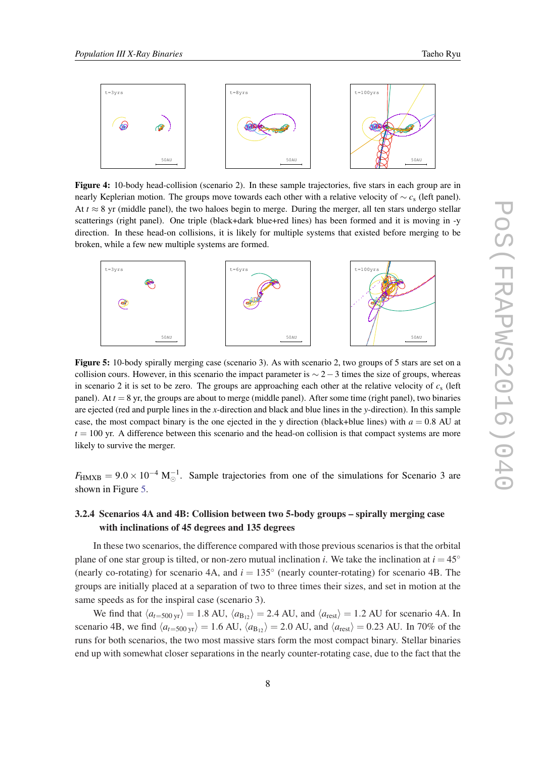**Figure 4:** 10-body head-collision (scenario 2). In these sample trajectories, five stars in each group are in nearly Keplerian motion. The groups move towards each other with a relative velocity of $\sim c_s$ (left panel). At $t \approx 8$ yr (middle panel), the two haloes begin to merge. During the merger, all ten stars undergo stellar scatterings (right panel). One triple (black+dark blue+red lines) has been formed and it is moving in -y direction. In these head-on collisions, it is likely for multiple systems that existed before merging to be broken, while a few new multiple systems are formed.

**Figure 5:** 10-body spirally merging case (scenario 3). As with scenario 2, two groups of 5 stars are set on a collision cours. However, in this scenario the impact parameter is $\sim 2-3$ times the size of groups, whereas in scenario 2 it is set to be zero. The groups are approaching each other at the relative velocity of $c_s$ (left panel). At $t = 8$ yr, the groups are about to merge (middle panel). After some time (right panel), two binaries are ejected (red and purple lines in the $x$-direction and black and blue lines in the $y$-direction). In this sample case, the most compact binary is the one ejected in the y direction (black+blue lines) with $a = 0.8$ AU at $t = 100$ yr. A difference between this scenario and the head-on collision is that compact systems are more likely to survive the merger.

$F_{\rm HMXB} = 9.0 \times 10^{-4}\ {\rm M}_{\odot}^{-1}$. Sample trajectories from one of the simulations for Scenario 3 are shown in Figure 5.

#### 3.2.4 Scenarios 4A and 4B: Collision between two 5-body groups – spirally merging case with inclinations of 45 degrees and 135 degrees

In these two scenarios, the difference compared with those previous scenarios is that the orbital plane of one star group is tilted, or non-zero mutual inclination $i$. We take the inclination at $i = 45^{\circ}$ (nearly co-rotating) for scenario 4A, and $i = 135^{\circ}$ (nearly counter-rotating) for scenario 4B. The groups are initially placed at a separation of two to three times their sizes, and set in motion at the same speeds as for the inspiral case (scenario 3).

We find that $\langle a_{t=500\ {\rm yr}}\rangle = 1.8$ AU, $\langle a_{\rm B_{12}}\rangle = 2.4$ AU, and $\langle a_{\rm rest}\rangle = 1.2$ AU for scenario 4A. In scenario 4B, we find $\langle a_{t=500\ {\rm yr}}\rangle = 1.6$ AU, $\langle a_{\rm B_{12}}\rangle = 2.0$ AU, and $\langle a_{\rm rest}\rangle = 0.23$ AU. In 70% of the runs for both scenarios, the two most massive stars form the most compact binary. Stellar binaries end up with somewhat closer separations in the nearly counter-rotating case, due to the fact that the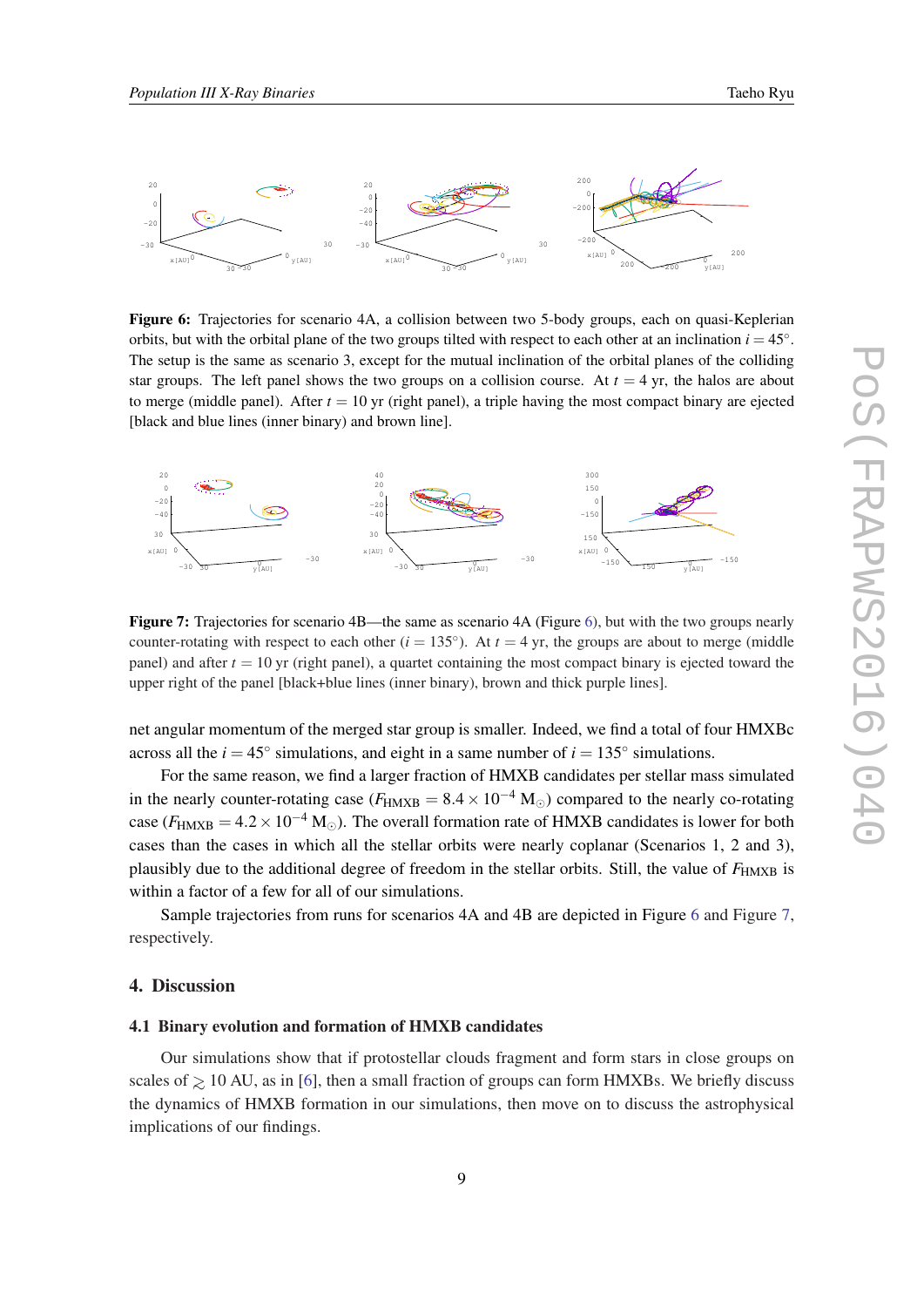**Figure 6:** Trajectories for scenario 4A, a collision between two 5-body groups, each on quasi-Keplerian orbits, but with the orbital plane of the two groups tilted with respect to each other at an inclination $i = 45^{\circ}$. The setup is the same as scenario 3, except for the mutual inclination of the orbital planes of the colliding star groups. The left panel shows the two groups on a collision course. At $t = 4$ yr, the halos are about to merge (middle panel). After $t = 10$ yr (right panel), a triple having the most compact binary are ejected [black and blue lines (inner binary) and brown line].

**Figure 7:** Trajectories for scenario 4B—the same as scenario 4A (Figure 6), but with the two groups nearly counter-rotating with respect to each other ($i = 135^{\circ}$). At $t = 4$ yr, the groups are about to merge (middle panel) and after $t = 10$ yr (right panel), a quartet containing the most compact binary is ejected toward the upper right of the panel [black+blue lines (inner binary), brown and thick purple lines].

net angular momentum of the merged star group is smaller. Indeed, we find a total of four HMXBc across all the $i = 45^{\circ}$ simulations, and eight in a same number of $i = 135^{\circ}$ simulations.

For the same reason, we find a larger fraction of HMXB candidates per stellar mass simulated in the nearly counter-rotating case ($F_{\rm HMXB} = 8.4 \times 10^{-4}$ M$_{\odot}$) compared to the nearly co-rotating case ($F_{\rm HMXB} = 4.2 \times 10^{-4}$ M$_{\odot}$). The overall formation rate of HMXB candidates is lower for both cases than the cases in which all the stellar orbits were nearly coplanar (Scenarios 1, 2 and 3), plausibly due to the additional degree of freedom in the stellar orbits. Still, the value of $F_{\rm HMXB}$ is within a factor of a few for all of our simulations.

Sample trajectories from runs for scenarios 4A and 4B are depicted in Figure 6 and Figure 7, respectively.

## 4. Discussion

### 4.1 Binary evolution and formation of HMXB candidates

Our simulations show that if protostellar clouds fragment and form stars in close groups on scales of $\gtrsim 10$ AU, as in [6], then a small fraction of groups can form HMXBs. We briefly discuss the dynamics of HMXB formation in our simulations, then move on to discuss the astrophysical implications of our findings.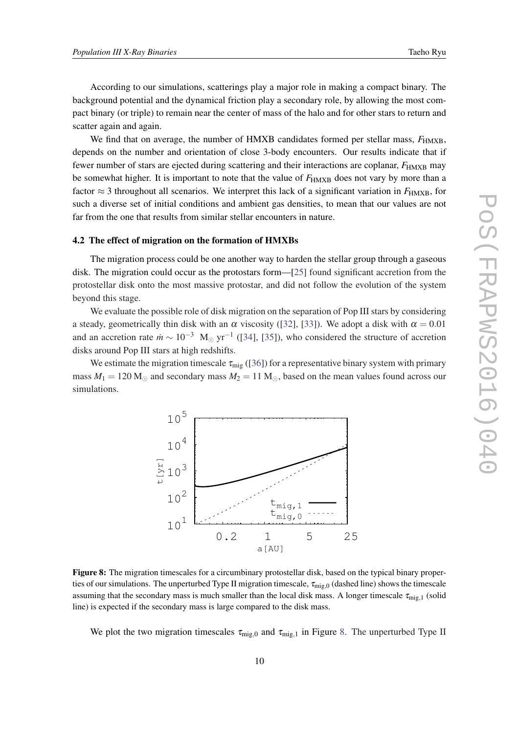According to our simulations, scatterings play a major role in making a compact binary. The background potential and the dynamical friction play a secondary role, by allowing the most compact binary (or triple) to remain near the center of mass of the halo and for other stars to return and scatter again and again.

We find that on average, the number of HMXB candidates formed per stellar mass, $F_{\rm HMXB}$, depends on the number and orientation of close 3-body encounters. Our results indicate that if fewer number of stars are ejected during scattering and their interactions are coplanar, $F_{\rm HMXB}$ may be somewhat higher. It is important to note that the value of $F_{\rm HMXB}$ does not vary by more than a factor $\approx 3$ throughout all scenarios. We interpret this lack of a significant variation in $F_{\rm HMXB}$, for such a diverse set of initial conditions and ambient gas densities, to mean that our values are not far from the one that results from similar stellar encounters in nature.

### 4.2 The effect of migration on the formation of HMXBs

The migration process could be one another way to harden the stellar group through a gaseous disk. The migration could occur as the protostars form—[25] found significant accretion from the protostellar disk onto the most massive protostar, and did not follow the evolution of the system beyond this stage.

We evaluate the possible role of disk migration on the separation of Pop III stars by considering a steady, geometrically thin disk with an $\alpha$ viscosity ([32], [33]). We adopt a disk with $\alpha = 0.01$ and an accretion rate $\dot{m} \sim 10^{-3}$ $\mathrm{M}_{\odot}\ \mathrm{yr}^{-1}$ ([34], [35]), who considered the structure of accretion disks around Pop III stars at high redshifts.

We estimate the migration timescale $\tau_{\rm mig}$ ([36]) for a representative binary system with primary mass $M_1 = 120\,\mathrm{M}_{\odot}$ and secondary mass $M_2 = 11\,\mathrm{M}_{\odot}$, based on the mean values found across our simulations.

**Figure 8:** The migration timescales for a circumbinary protostellar disk, based on the typical binary properties of our simulations. The unperturbed Type II migration timescale, $\tau_{\rm mig,0}$ (dashed line) shows the timescale assuming that the secondary mass is much smaller than the local disk mass. A longer timescale $\tau_{\rm mig,1}$ (solid line) is expected if the secondary mass is large compared to the disk mass.

We plot the two migration timescales $\tau_{\rm mig,0}$ and $\tau_{\rm mig,1}$ in Figure 8. The unperturbed Type II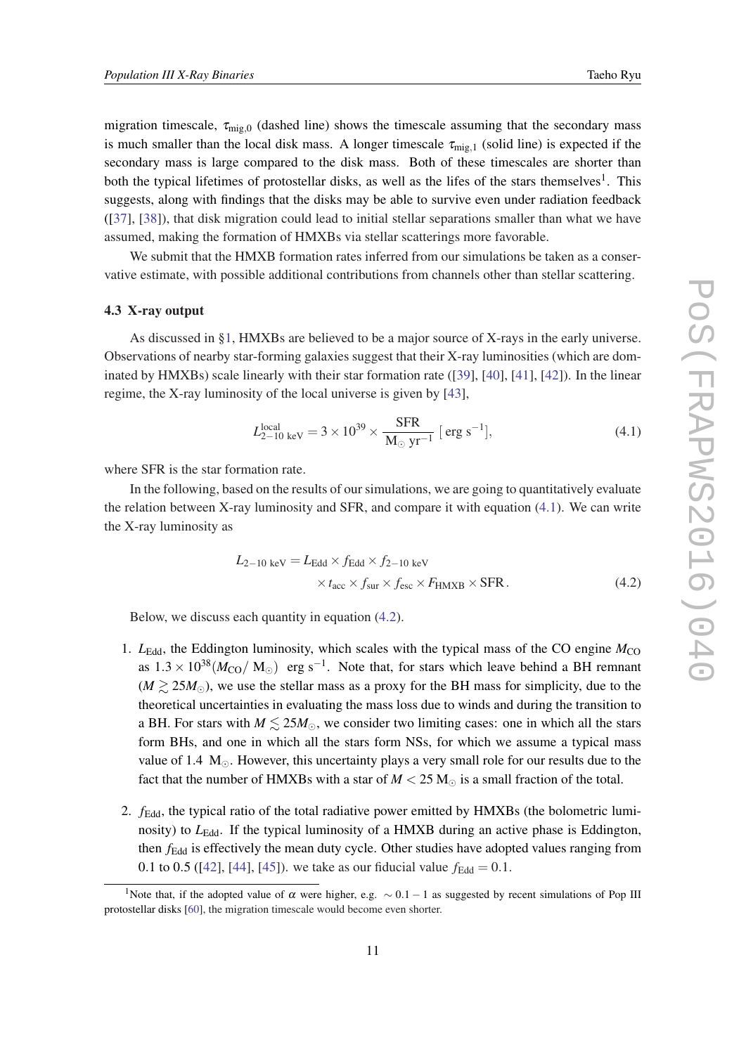migration timescale, $\tau_{\mathrm{mig},0}$ (dashed line) shows the timescale assuming that the secondary mass is much smaller than the local disk mass. A longer timescale $\tau_{\mathrm{mig},1}$ (solid line) is expected if the secondary mass is large compared to the disk mass. Both of these timescales are shorter than both the typical lifetimes of protostellar disks, as well as the lifes of the stars themselves[1]. This suggests, along with findings that the disks may be able to survive even under radiation feedback ([37], [38]), that disk migration could lead to initial stellar separations smaller than what we have assumed, making the formation of HMXBs via stellar scatterings more favorable.

We submit that the HMXB formation rates inferred from our simulations be taken as a conservative estimate, with possible additional contributions from channels other than stellar scattering.

### 4.3 X-ray output

As discussed in §1, HMXBs are believed to be a major source of X-rays in the early universe. Observations of nearby star-forming galaxies suggest that their X-ray luminosities (which are dominated by HMXBs) scale linearly with their star formation rate ([39], [40], [41], [42]). In the linear regime, the X-ray luminosity of the local universe is given by [43],

$$L^{\mathrm{local}}_{2-10\ \mathrm{keV}} = 3\times 10^{39} \times \frac{\mathrm{SFR}}{\mathrm{M_\odot\ yr^{-1}}}\ [\mathrm{erg\ s^{-1}}], \tag{4.1}$$

where SFR is the star formation rate.

In the following, based on the results of our simulations, we are going to quantitatively evaluate the relation between X-ray luminosity and SFR, and compare it with equation (4.1). We can write the X-ray luminosity as

$$\begin{aligned} L_{2-10\ \mathrm{keV}} = & L_{\mathrm{Edd}} \times f_{\mathrm{Edd}} \times f_{2-10\ \mathrm{keV}} \\ & \times t_{\mathrm{acc}} \times f_{\mathrm{sur}} \times f_{\mathrm{esc}} \times F_{\mathrm{HMXB}} \times \mathrm{SFR}\,. \end{aligned} \tag{4.2}$$

Below, we discuss each quantity in equation (4.2).

1. $L_{\mathrm{Edd}}$, the Eddington luminosity, which scales with the typical mass of the CO engine $M_{\mathrm{CO}}$ as $1.3\times 10^{38}(M_{\mathrm{CO}}/\ \mathrm{M_\odot})$ erg s$^{-1}$. Note that, for stars which leave behind a BH remnant ($M \gtrsim 25M_\odot$), we use the stellar mass as a proxy for the BH mass for simplicity, due to the theoretical uncertainties in evaluating the mass loss due to winds and during the transition to a BH. For stars with $M \lesssim 25M_\odot$, we consider two limiting cases: one in which all the stars form BHs, and one in which all the stars form NSs, for which we assume a typical mass value of 1.4 $\mathrm{M_\odot}$. However, this uncertainty plays a very small role for our results due to the fact that the number of HMXBs with a star of $M < 25\ \mathrm{M_\odot}$ is a small fraction of the total.

2. $f_{\mathrm{Edd}}$, the typical ratio of the total radiative power emitted by HMXBs (the bolometric luminosity) to $L_{\mathrm{Edd}}$. If the typical luminosity of a HMXB during an active phase is Eddington, then $f_{\mathrm{Edd}}$ is effectively the mean duty cycle. Other studies have adopted values ranging from 0.1 to 0.5 ([42], [44], [45]). we take as our fiducial value $f_{\mathrm{Edd}} = 0.1$.

[1] Note that, if the adopted value of $\alpha$ were higher, e.g. $\sim 0.1-1$ as suggested by recent simulations of Pop III protostellar disks [60], the migration timescale would become even shorter.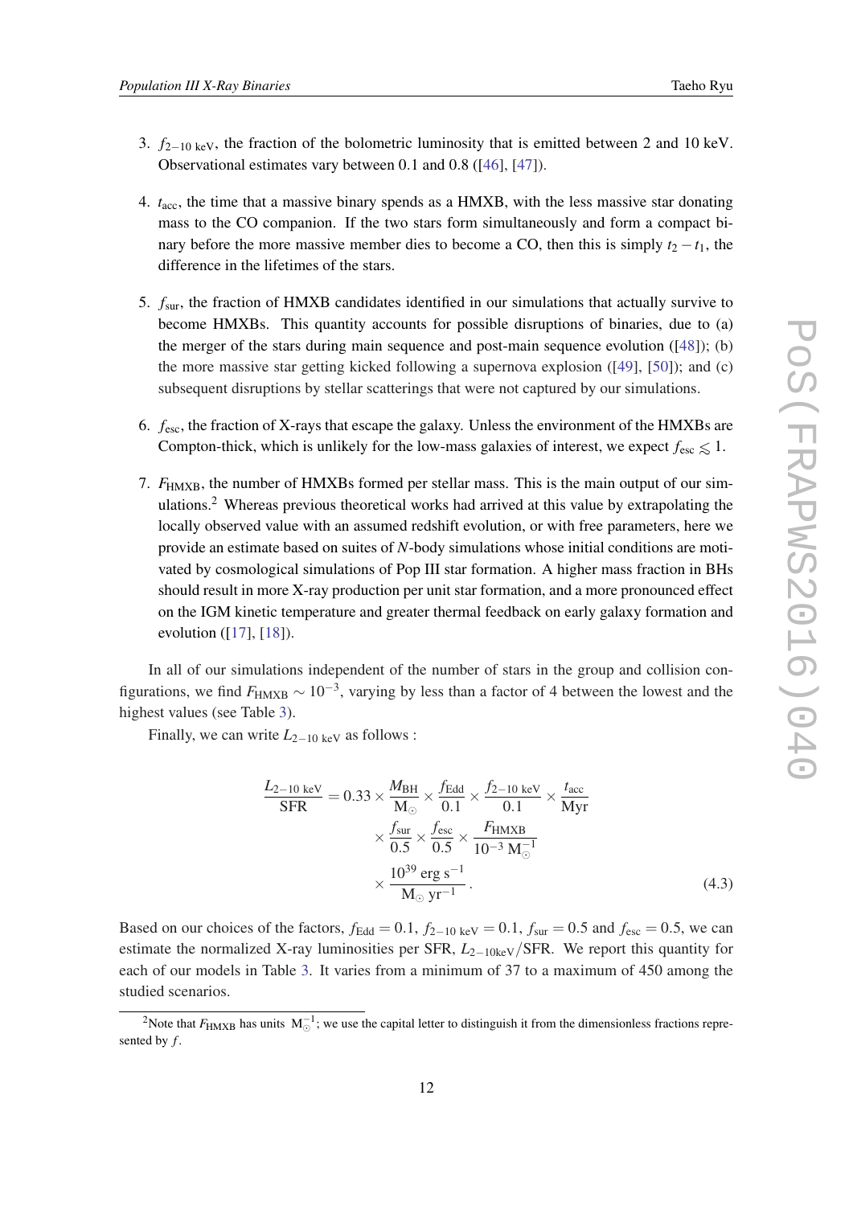3. $f_{2-10\ \mathrm{keV}}$, the fraction of the bolometric luminosity that is emitted between 2 and 10 keV. Observational estimates vary between 0.1 and 0.8 ([46], [47]).

4. $t_{\mathrm{acc}}$, the time that a massive binary spends as a HMXB, with the less massive star donating mass to the CO companion. If the two stars form simultaneously and form a compact binary before the more massive member dies to become a CO, then this is simply $t_2 - t_1$, the difference in the lifetimes of the stars.

5. $f_{\mathrm{sur}}$, the fraction of HMXB candidates identified in our simulations that actually survive to become HMXBs. This quantity accounts for possible disruptions of binaries, due to (a) the merger of the stars during main sequence and post-main sequence evolution ([48]); (b) the more massive star getting kicked following a supernova explosion ([49], [50]); and (c) subsequent disruptions by stellar scatterings that were not captured by our simulations.

6. $f_{\mathrm{esc}}$, the fraction of X-rays that escape the galaxy. Unless the environment of the HMXBs are Compton-thick, which is unlikely for the low-mass galaxies of interest, we expect $f_{\mathrm{esc}} \lesssim 1$.

7. $F_{\mathrm{HMXB}}$, the number of HMXBs formed per stellar mass. This is the main output of our simulations.[2] Whereas previous theoretical works had arrived at this value by extrapolating the locally observed value with an assumed redshift evolution, or with free parameters, here we provide an estimate based on suites of *N*-body simulations whose initial conditions are motivated by cosmological simulations of Pop III star formation. A higher mass fraction in BHs should result in more X-ray production per unit star formation, and a more pronounced effect on the IGM kinetic temperature and greater thermal feedback on early galaxy formation and evolution ([17], [18]).

In all of our simulations independent of the number of stars in the group and collision configurations, we find $F_{\mathrm{HMXB}} \sim 10^{-3}$, varying by less than a factor of 4 between the lowest and the highest values (see Table 3).

Finally, we can write $L_{2-10\ \mathrm{keV}}$ as follows :

$$
\begin{aligned}
\frac{L_{2-10\ \mathrm{keV}}}{\mathrm{SFR}} = 0.33 \times \frac{M_{\mathrm{BH}}}{\mathrm{M}_\odot} \times \frac{f_{\mathrm{Edd}}}{0.1} \times \frac{f_{2-10\ \mathrm{keV}}}{0.1} \times \frac{t_{\mathrm{acc}}}{\mathrm{Myr}} \\
\times \frac{f_{\mathrm{sur}}}{0.5} \times \frac{f_{\mathrm{esc}}}{0.5} \times \frac{F_{\mathrm{HMXB}}}{10^{-3}\ \mathrm{M}_\odot^{-1}} \\
\times \frac{10^{39}\ \mathrm{erg\ s}^{-1}}{\mathrm{M}_\odot\ \mathrm{yr}^{-1}}\,.
\end{aligned}
\tag{4.3}
$$

Based on our choices of the factors, $f_{\mathrm{Edd}} = 0.1$, $f_{2-10\ \mathrm{keV}} = 0.1$, $f_{\mathrm{sur}} = 0.5$ and $f_{\mathrm{esc}} = 0.5$, we can estimate the normalized X-ray luminosities per SFR, $L_{2-10\mathrm{keV}}/\mathrm{SFR}$. We report this quantity for each of our models in Table 3. It varies from a minimum of 37 to a maximum of 450 among the studied scenarios.

[2] Note that $F_{\mathrm{HMXB}}$ has units $\mathrm{M}_\odot^{-1}$; we use the capital letter to distinguish it from the dimensionless fractions represented by $f$.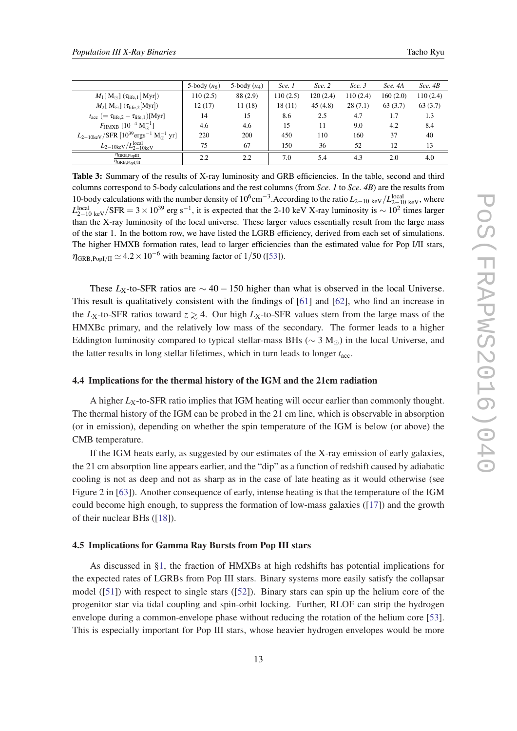|  | 5-body ($n_6$) | 5-body ($n_4$) | *Sce. 1* | *Sce. 2* | *Sce. 3* | *Sce. 4A* | *Sce. 4B* |
|---|---|---|---|---|---|---|---|
| $M_1[\,\mathrm{M}_\odot]$ ($\tau_{\mathrm{life},1}[\,\mathrm{Myr}]$) | 110 (2.5) | 88 (2.9) | 110 (2.5) | 120 (2.4) | 110 (2.4) | 160 (2.0) | 110 (2.4) |
| $M_2[\,\mathrm{M}_\odot]$ ($\tau_{\mathrm{life},2}[\mathrm{Myr}]$) | 12 (17) | 11 (18) | 18 (11) | 45 (4.8) | 28 (7.1) | 63 (3.7) | 63 (3.7) |
| $t_{\mathrm{acc}}$ $(=\tau_{\mathrm{life},2}-\tau_{\mathrm{life},1})$[Myr] | 14 | 15 | 8.6 | 2.5 | 4.7 | 1.7 | 1.3 |
| $F_{\mathrm{HMXB}}$ $[10^{-4}\,\mathrm{M}_\odot^{-1}]$ | 4.6 | 4.6 | 15 | 11 | 9.0 | 4.2 | 8.4 |
| $L_{2-10\mathrm{keV}}/\mathrm{SFR}$ $[10^{39}\mathrm{ergs}^{-1}\,\mathrm{M}_\odot^{-1}\,\mathrm{yr}]$ | 220 | 200 | 450 | 110 | 160 | 37 | 40 |
| $L_{2-10\mathrm{keV}}/L^{\mathrm{local}}_{2-10\mathrm{keV}}$ | 75 | 67 | 150 | 36 | 52 | 12 | 13 |
| $\frac{\eta_{\mathrm{GRB,PopIII}}}{\eta_{\mathrm{GRB,PopI/II}}}$ | 2.2 | 2.2 | 7.0 | 5.4 | 4.3 | 2.0 | 4.0 |

**Table 3:** Summary of the results of X-ray luminosity and GRB efficiencies. In the table, second and third columns correspond to 5-body calculations and the rest columns (from *Sce. 1* to *Sce. 4B*) are the results from 10-body calculations with the number density of $10^6\mathrm{cm}^{-3}$.According to the ratio $L_{2-10\ \mathrm{keV}}/L^{\mathrm{local}}_{2-10\ \mathrm{keV}}$, where $L^{\mathrm{local}}_{2-10\ \mathrm{keV}}/\mathrm{SFR} = 3\times10^{39}$ erg s$^{-1}$, it is expected that the 2-10 keV X-ray luminosity is $\sim 10^2$ times larger than the X-ray luminosity of the local universe. These larger values essentially result from the large mass of the star 1. In the bottom row, we have listed the LGRB efficiency, derived from each set of simulations. The higher HMXB formation rates, lead to larger efficiencies than the estimated value for Pop I/II stars, $\eta_{\mathrm{GRB,PopI/II}} \simeq 4.2\times10^{-6}$ with beaming factor of $1/50$ ([53]).

These $L_{\mathrm{X}}$-to-SFR ratios are $\sim 40-150$ higher than what is observed in the local Universe. This result is qualitatively consistent with the findings of [61] and [62], who find an increase in the $L_{\mathrm{X}}$-to-SFR ratios toward $z \gtrsim 4$. Our high $L_{\mathrm{X}}$-to-SFR values stem from the large mass of the HMXBc primary, and the relatively low mass of the secondary. The former leads to a higher Eddington luminosity compared to typical stellar-mass BHs ($\sim 3\ \mathrm{M}_\odot$) in the local Universe, and the latter results in long stellar lifetimes, which in turn leads to longer $t_{\mathrm{acc}}$.

### 4.4 Implications for the thermal history of the IGM and the 21cm radiation

A higher $L_{\mathrm{X}}$-to-SFR ratio implies that IGM heating will occur earlier than commonly thought. The thermal history of the IGM can be probed in the 21 cm line, which is observable in absorption (or in emission), depending on whether the spin temperature of the IGM is below (or above) the CMB temperature.

If the IGM heats early, as suggested by our estimates of the X-ray emission of early galaxies, the 21 cm absorption line appears earlier, and the "dip" as a function of redshift caused by adiabatic cooling is not as deep and not as sharp as in the case of late heating as it would otherwise (see Figure 2 in [63]). Another consequence of early, intense heating is that the temperature of the IGM could become high enough, to suppress the formation of low-mass galaxies ([17]) and the growth of their nuclear BHs ([18]).

### 4.5 Implications for Gamma Ray Bursts from Pop III stars

As discussed in §1, the fraction of HMXBs at high redshifts has potential implications for the expected rates of LGRBs from Pop III stars. Binary systems more easily satisfy the collapsar model ([51]) with respect to single stars ([52]). Binary stars can spin up the helium core of the progenitor star via tidal coupling and spin-orbit locking. Further, RLOF can strip the hydrogen envelope during a common-envelope phase without reducing the rotation of the helium core [53]. This is especially important for Pop III stars, whose heavier hydrogen envelopes would be more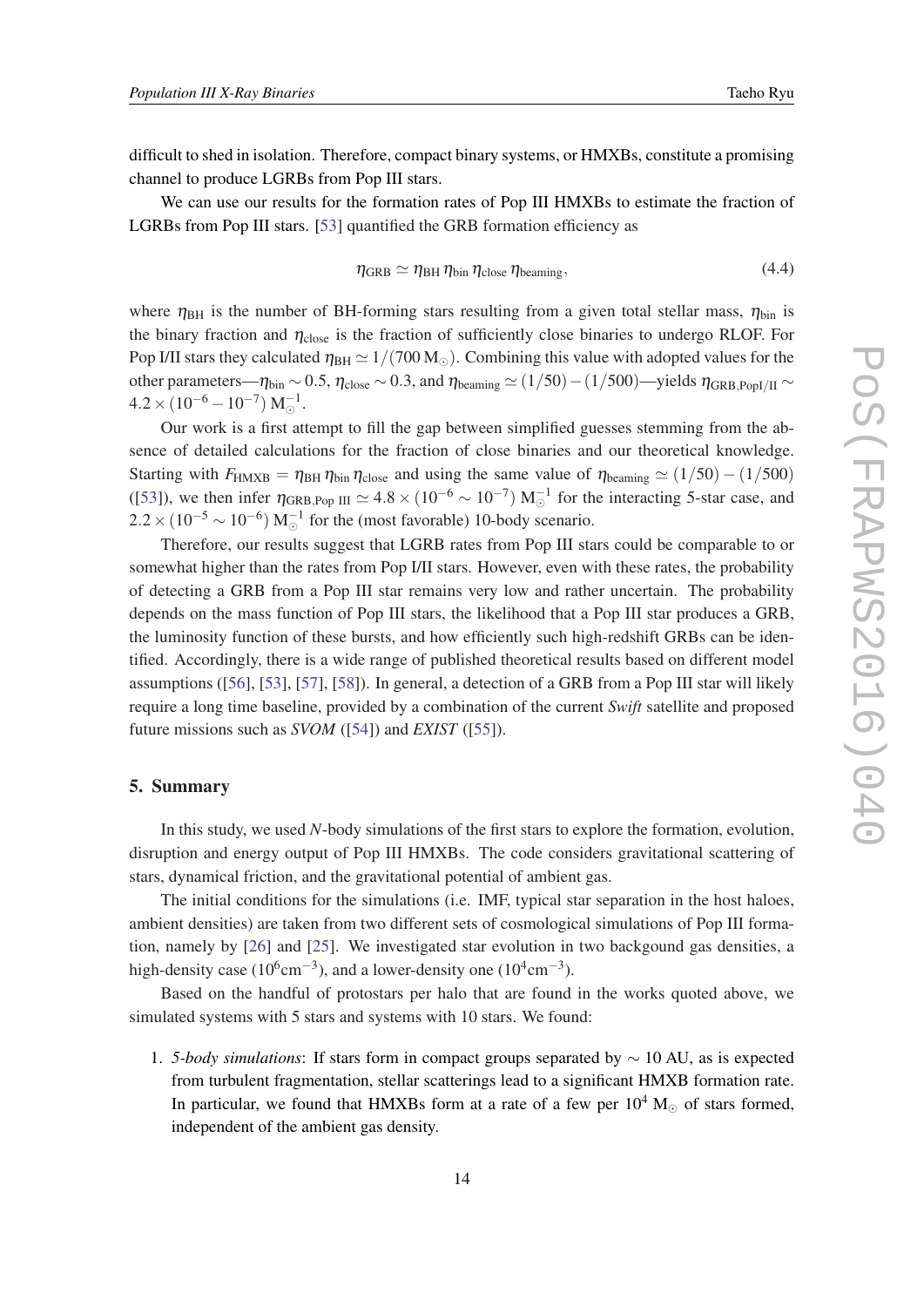difficult to shed in isolation. Therefore, compact binary systems, or HMXBs, constitute a promising channel to produce LGRBs from Pop III stars.

We can use our results for the formation rates of Pop III HMXBs to estimate the fraction of LGRBs from Pop III stars. [53] quantified the GRB formation efficiency as

$$\eta_{\rm GRB} \simeq \eta_{\rm BH}\,\eta_{\rm bin}\,\eta_{\rm close}\,\eta_{\rm beaming}, \tag{4.4}$$

where $\eta_{\rm BH}$ is the number of BH-forming stars resulting from a given total stellar mass, $\eta_{\rm bin}$ is the binary fraction and $\eta_{\rm close}$ is the fraction of sufficiently close binaries to undergo RLOF. For Pop I/II stars they calculated $\eta_{\rm BH} \simeq 1/(700\,{\rm M}_{\odot})$. Combining this value with adopted values for the other parameters—$\eta_{\rm bin} \sim 0.5$, $\eta_{\rm close} \sim 0.3$, and $\eta_{\rm beaming} \simeq (1/50)-(1/500)$—yields $\eta_{\rm GRB,PopI/II} \sim 4.2\times(10^{-6}-10^{-7})\,{\rm M}_{\odot}^{-1}$.

Our work is a first attempt to fill the gap between simplified guesses stemming from the absence of detailed calculations for the fraction of close binaries and our theoretical knowledge. Starting with $F_{\rm HMXB} = \eta_{\rm BH}\,\eta_{\rm bin}\,\eta_{\rm close}$ and using the same value of $\eta_{\rm beaming} \simeq (1/50)-(1/500)$ ([53]), we then infer $\eta_{\rm GRB,Pop\ III} \simeq 4.8\times(10^{-6}\sim10^{-7})\,{\rm M}_{\odot}^{-1}$ for the interacting 5-star case, and $2.2\times(10^{-5}\sim10^{-6})\,{\rm M}_{\odot}^{-1}$ for the (most favorable) 10-body scenario.

Therefore, our results suggest that LGRB rates from Pop III stars could be comparable to or somewhat higher than the rates from Pop I/II stars. However, even with these rates, the probability of detecting a GRB from a Pop III star remains very low and rather uncertain. The probability depends on the mass function of Pop III stars, the likelihood that a Pop III star produces a GRB, the luminosity function of these bursts, and how efficiently such high-redshift GRBs can be identified. Accordingly, there is a wide range of published theoretical results based on different model assumptions ([56], [53], [57], [58]). In general, a detection of a GRB from a Pop III star will likely require a long time baseline, provided by a combination of the current *Swift* satellite and proposed future missions such as *SVOM* ([54]) and *EXIST* ([55]).

## 5. Summary

In this study, we used *N*-body simulations of the first stars to explore the formation, evolution, disruption and energy output of Pop III HMXBs. The code considers gravitational scattering of stars, dynamical friction, and the gravitational potential of ambient gas.

The initial conditions for the simulations (i.e. IMF, typical star separation in the host haloes, ambient densities) are taken from two different sets of cosmological simulations of Pop III formation, namely by [26] and [25]. We investigated star evolution in two backgound gas densities, a high-density case ($10^{6}{\rm cm}^{-3}$), and a lower-density one ($10^{4}{\rm cm}^{-3}$).

Based on the handful of protostars per halo that are found in the works quoted above, we simulated systems with 5 stars and systems with 10 stars. We found:

1. *5-body simulations*: If stars form in compact groups separated by $\sim 10$ AU, as is expected from turbulent fragmentation, stellar scatterings lead to a significant HMXB formation rate. In particular, we found that HMXBs form at a rate of a few per $10^{4}$ ${\rm M}_{\odot}$ of stars formed, independent of the ambient gas density.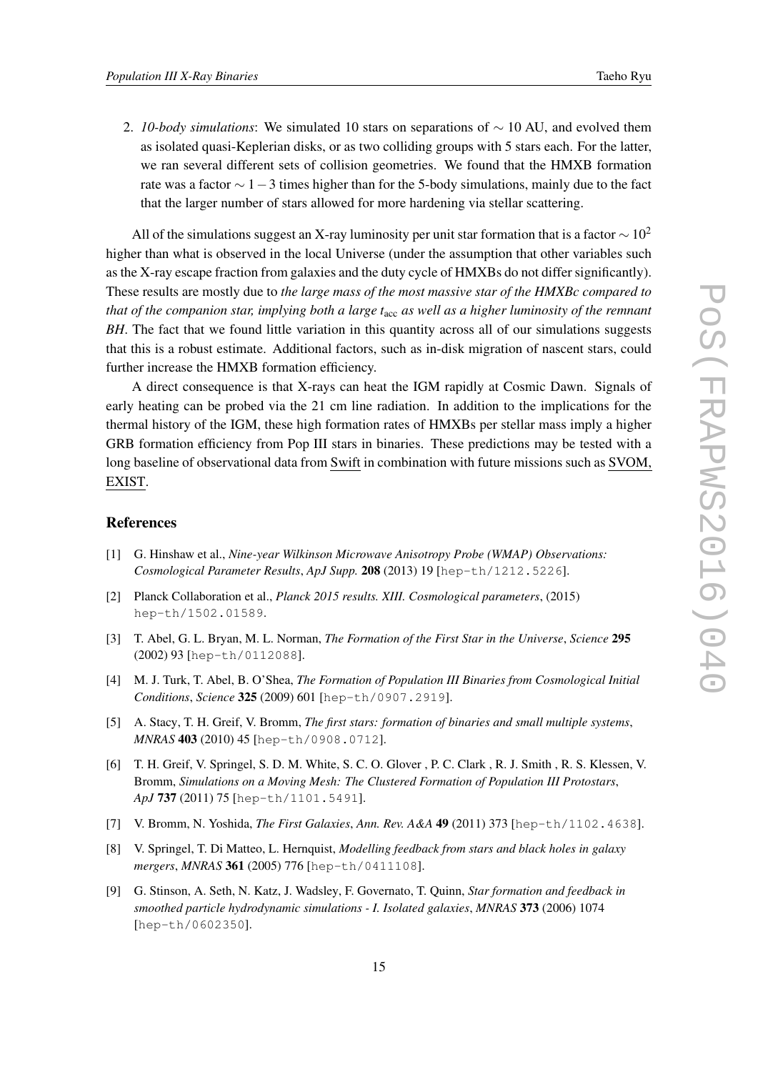2. *10-body simulations*: We simulated 10 stars on separations of $\sim 10$ AU, and evolved them as isolated quasi-Keplerian disks, or as two colliding groups with 5 stars each. For the latter, we ran several different sets of collision geometries. We found that the HMXB formation rate was a factor $\sim 1-3$ times higher than for the 5-body simulations, mainly due to the fact that the larger number of stars allowed for more hardening via stellar scattering.

All of the simulations suggest an X-ray luminosity per unit star formation that is a factor $\sim 10^2$ higher than what is observed in the local Universe (under the assumption that other variables such as the X-ray escape fraction from galaxies and the duty cycle of HMXBs do not differ significantly). These results are mostly due to *the large mass of the most massive star of the HMXBc compared to that of the companion star, implying both a large* $t_{\rm acc}$ *as well as a higher luminosity of the remnant BH*. The fact that we found little variation in this quantity across all of our simulations suggests that this is a robust estimate. Additional factors, such as in-disk migration of nascent stars, could further increase the HMXB formation efficiency.

A direct consequence is that X-rays can heat the IGM rapidly at Cosmic Dawn. Signals of early heating can be probed via the 21 cm line radiation. In addition to the implications for the thermal history of the IGM, these high formation rates of HMXBs per stellar mass imply a higher GRB formation efficiency from Pop III stars in binaries. These predictions may be tested with a long baseline of observational data from Swift in combination with future missions such as SVOM, EXIST.

## References

[1] G. Hinshaw et al., *Nine-year Wilkinson Microwave Anisotropy Probe (WMAP) Observations: Cosmological Parameter Results*, *ApJ Supp.* **208** (2013) 19 [hep-th/1212.5226].

[2] Planck Collaboration et al., *Planck 2015 results. XIII. Cosmological parameters*, (2015) hep-th/1502.01589.

[3] T. Abel, G. L. Bryan, M. L. Norman, *The Formation of the First Star in the Universe*, *Science* **295** (2002) 93 [hep-th/0112088].

[4] M. J. Turk, T. Abel, B. O'Shea, *The Formation of Population III Binaries from Cosmological Initial Conditions*, *Science* **325** (2009) 601 [hep-th/0907.2919].

[5] A. Stacy, T. H. Greif, V. Bromm, *The first stars: formation of binaries and small multiple systems*, *MNRAS* **403** (2010) 45 [hep-th/0908.0712].

[6] T. H. Greif, V. Springel, S. D. M. White, S. C. O. Glover , P. C. Clark , R. J. Smith , R. S. Klessen, V. Bromm, *Simulations on a Moving Mesh: The Clustered Formation of Population III Protostars*, *ApJ* **737** (2011) 75 [hep-th/1101.5491].

[7] V. Bromm, N. Yoshida, *The First Galaxies*, *Ann. Rev. A&A* **49** (2011) 373 [hep-th/1102.4638].

[8] V. Springel, T. Di Matteo, L. Hernquist, *Modelling feedback from stars and black holes in galaxy mergers*, *MNRAS* **361** (2005) 776 [hep-th/0411108].

[9] G. Stinson, A. Seth, N. Katz, J. Wadsley, F. Governato, T. Quinn, *Star formation and feedback in smoothed particle hydrodynamic simulations - I. Isolated galaxies*, *MNRAS* **373** (2006) 1074 [hep-th/0602350].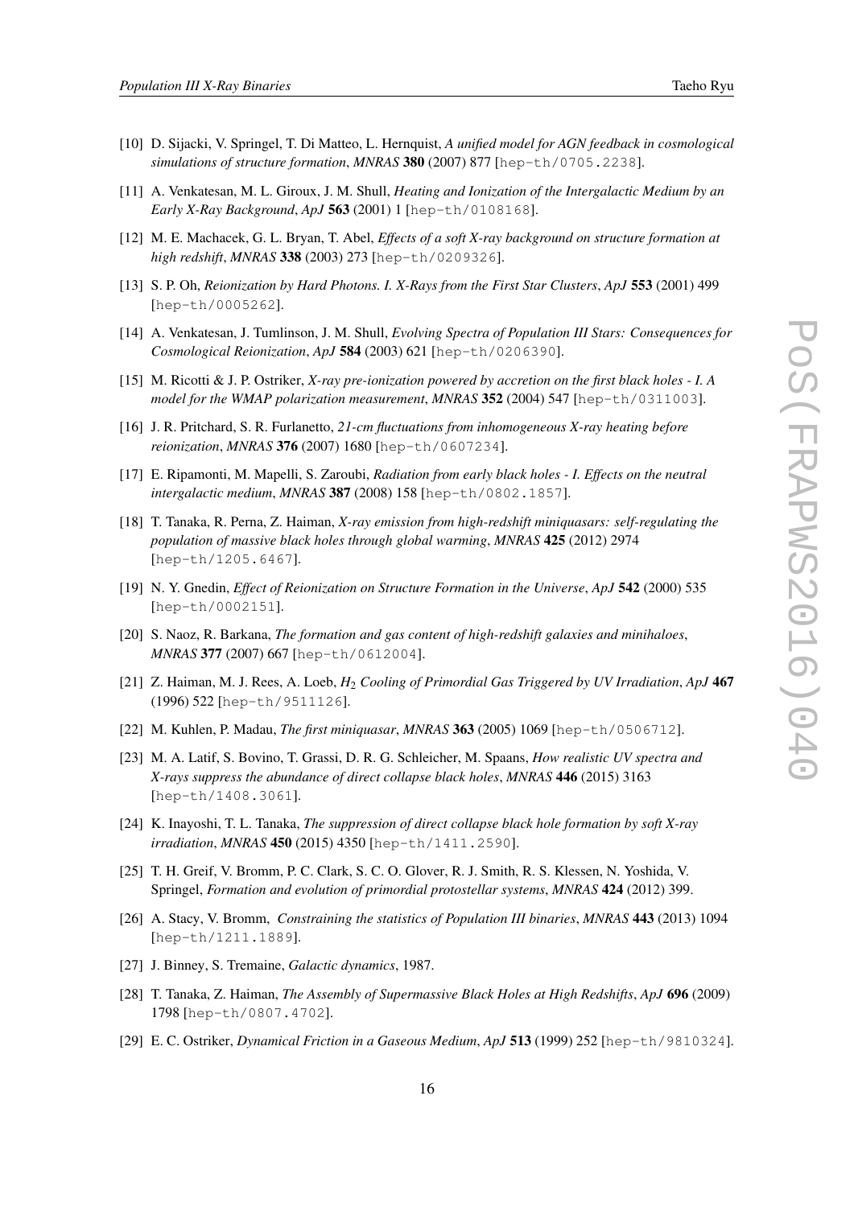[10] D. Sijacki, V. Springel, T. Di Matteo, L. Hernquist, *A unified model for AGN feedback in cosmological simulations of structure formation*, *MNRAS* **380** (2007) 877 [hep-th/0705.2238].

[11] A. Venkatesan, M. L. Giroux, J. M. Shull, *Heating and Ionization of the Intergalactic Medium by an Early X-Ray Background*, *ApJ* **563** (2001) 1 [hep-th/0108168].

[12] M. E. Machacek, G. L. Bryan, T. Abel, *Effects of a soft X-ray background on structure formation at high redshift*, *MNRAS* **338** (2003) 273 [hep-th/0209326].

[13] S. P. Oh, *Reionization by Hard Photons. I. X-Rays from the First Star Clusters*, *ApJ* **553** (2001) 499 [hep-th/0005262].

[14] A. Venkatesan, J. Tumlinson, J. M. Shull, *Evolving Spectra of Population III Stars: Consequences for Cosmological Reionization*, *ApJ* **584** (2003) 621 [hep-th/0206390].

[15] M. Ricotti & J. P. Ostriker, *X-ray pre-ionization powered by accretion on the first black holes - I. A model for the WMAP polarization measurement*, *MNRAS* **352** (2004) 547 [hep-th/0311003].

[16] J. R. Pritchard, S. R. Furlanetto, *21-cm fluctuations from inhomogeneous X-ray heating before reionization*, *MNRAS* **376** (2007) 1680 [hep-th/0607234].

[17] E. Ripamonti, M. Mapelli, S. Zaroubi, *Radiation from early black holes - I. Effects on the neutral intergalactic medium*, *MNRAS* **387** (2008) 158 [hep-th/0802.1857].

[18] T. Tanaka, R. Perna, Z. Haiman, *X-ray emission from high-redshift miniquasars: self-regulating the population of massive black holes through global warming*, *MNRAS* **425** (2012) 2974 [hep-th/1205.6467].

[19] N. Y. Gnedin, *Effect of Reionization on Structure Formation in the Universe*, *ApJ* **542** (2000) 535 [hep-th/0002151].

[20] S. Naoz, R. Barkana, *The formation and gas content of high-redshift galaxies and minihaloes*, *MNRAS* **377** (2007) 667 [hep-th/0612004].

[21] Z. Haiman, M. J. Rees, A. Loeb, *$H_2$ Cooling of Primordial Gas Triggered by UV Irradiation*, *ApJ* **467** (1996) 522 [hep-th/9511126].

[22] M. Kuhlen, P. Madau, *The first miniquasar*, *MNRAS* **363** (2005) 1069 [hep-th/0506712].

[23] M. A. Latif, S. Bovino, T. Grassi, D. R. G. Schleicher, M. Spaans, *How realistic UV spectra and X-rays suppress the abundance of direct collapse black holes*, *MNRAS* **446** (2015) 3163 [hep-th/1408.3061].

[24] K. Inayoshi, T. L. Tanaka, *The suppression of direct collapse black hole formation by soft X-ray irradiation*, *MNRAS* **450** (2015) 4350 [hep-th/1411.2590].

[25] T. H. Greif, V. Bromm, P. C. Clark, S. C. O. Glover, R. J. Smith, R. S. Klessen, N. Yoshida, V. Springel, *Formation and evolution of primordial protostellar systems*, *MNRAS* **424** (2012) 399.

[26] A. Stacy, V. Bromm, *Constraining the statistics of Population III binaries*, *MNRAS* **443** (2013) 1094 [hep-th/1211.1889].

[27] J. Binney, S. Tremaine, *Galactic dynamics*, 1987.

[28] T. Tanaka, Z. Haiman, *The Assembly of Supermassive Black Holes at High Redshifts*, *ApJ* **696** (2009) 1798 [hep-th/0807.4702].

[29] E. C. Ostriker, *Dynamical Friction in a Gaseous Medium*, *ApJ* **513** (1999) 252 [hep-th/9810324].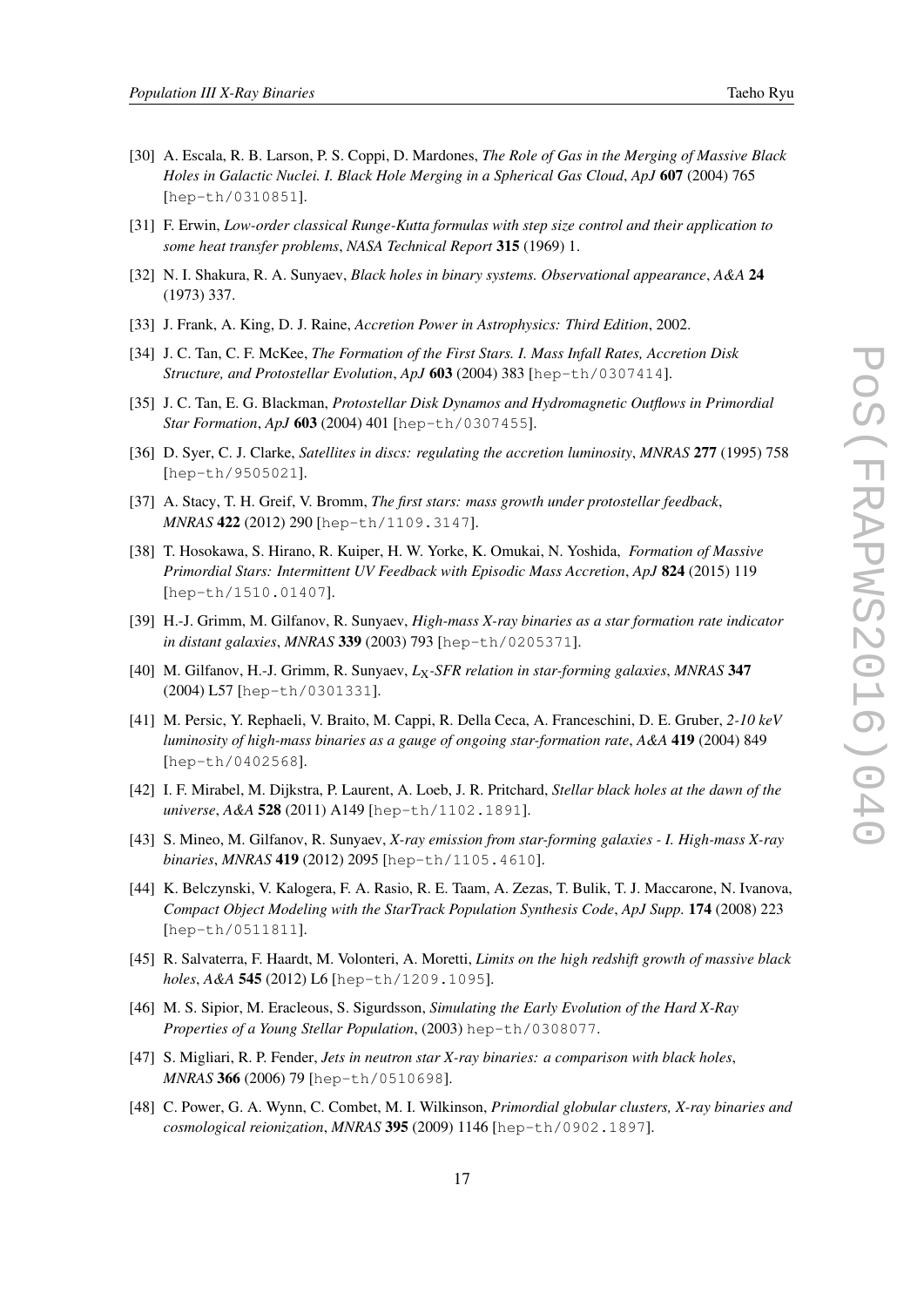[30] A. Escala, R. B. Larson, P. S. Coppi, D. Mardones, *The Role of Gas in the Merging of Massive Black Holes in Galactic Nuclei. I. Black Hole Merging in a Spherical Gas Cloud*, *ApJ* **607** (2004) 765 [hep-th/0310851].

[31] F. Erwin, *Low-order classical Runge-Kutta formulas with step size control and their application to some heat transfer problems*, *NASA Technical Report* **315** (1969) 1.

[32] N. I. Shakura, R. A. Sunyaev, *Black holes in binary systems. Observational appearance*, *A&A* **24** (1973) 337.

[33] J. Frank, A. King, D. J. Raine, *Accretion Power in Astrophysics: Third Edition*, 2002.

[34] J. C. Tan, C. F. McKee, *The Formation of the First Stars. I. Mass Infall Rates, Accretion Disk Structure, and Protostellar Evolution*, *ApJ* **603** (2004) 383 [hep-th/0307414].

[35] J. C. Tan, E. G. Blackman, *Protostellar Disk Dynamos and Hydromagnetic Outflows in Primordial Star Formation*, *ApJ* **603** (2004) 401 [hep-th/0307455].

[36] D. Syer, C. J. Clarke, *Satellites in discs: regulating the accretion luminosity*, *MNRAS* **277** (1995) 758 [hep-th/9505021].

[37] A. Stacy, T. H. Greif, V. Bromm, *The first stars: mass growth under protostellar feedback*, *MNRAS* **422** (2012) 290 [hep-th/1109.3147].

[38] T. Hosokawa, S. Hirano, R. Kuiper, H. W. Yorke, K. Omukai, N. Yoshida, *Formation of Massive Primordial Stars: Intermittent UV Feedback with Episodic Mass Accretion*, *ApJ* **824** (2015) 119 [hep-th/1510.01407].

[39] H.-J. Grimm, M. Gilfanov, R. Sunyaev, *High-mass X-ray binaries as a star formation rate indicator in distant galaxies*, *MNRAS* **339** (2003) 793 [hep-th/0205371].

[40] M. Gilfanov, H.-J. Grimm, R. Sunyaev, *$L_X$-SFR relation in star-forming galaxies*, *MNRAS* **347** (2004) L57 [hep-th/0301331].

[41] M. Persic, Y. Rephaeli, V. Braito, M. Cappi, R. Della Ceca, A. Franceschini, D. E. Gruber, *2-10 keV luminosity of high-mass binaries as a gauge of ongoing star-formation rate*, *A&A* **419** (2004) 849 [hep-th/0402568].

[42] I. F. Mirabel, M. Dijkstra, P. Laurent, A. Loeb, J. R. Pritchard, *Stellar black holes at the dawn of the universe*, *A&A* **528** (2011) A149 [hep-th/1102.1891].

[43] S. Mineo, M. Gilfanov, R. Sunyaev, *X-ray emission from star-forming galaxies - I. High-mass X-ray binaries*, *MNRAS* **419** (2012) 2095 [hep-th/1105.4610].

[44] K. Belczynski, V. Kalogera, F. A. Rasio, R. E. Taam, A. Zezas, T. Bulik, T. J. Maccarone, N. Ivanova, *Compact Object Modeling with the StarTrack Population Synthesis Code*, *ApJ Supp.* **174** (2008) 223 [hep-th/0511811].

[45] R. Salvaterra, F. Haardt, M. Volonteri, A. Moretti, *Limits on the high redshift growth of massive black holes*, *A&A* **545** (2012) L6 [hep-th/1209.1095].

[46] M. S. Sipior, M. Eracleous, S. Sigurdsson, *Simulating the Early Evolution of the Hard X-Ray Properties of a Young Stellar Population*, (2003) hep-th/0308077.

[47] S. Migliari, R. P. Fender, *Jets in neutron star X-ray binaries: a comparison with black holes*, *MNRAS* **366** (2006) 79 [hep-th/0510698].

[48] C. Power, G. A. Wynn, C. Combet, M. I. Wilkinson, *Primordial globular clusters, X-ray binaries and cosmological reionization*, *MNRAS* **395** (2009) 1146 [hep-th/0902.1897].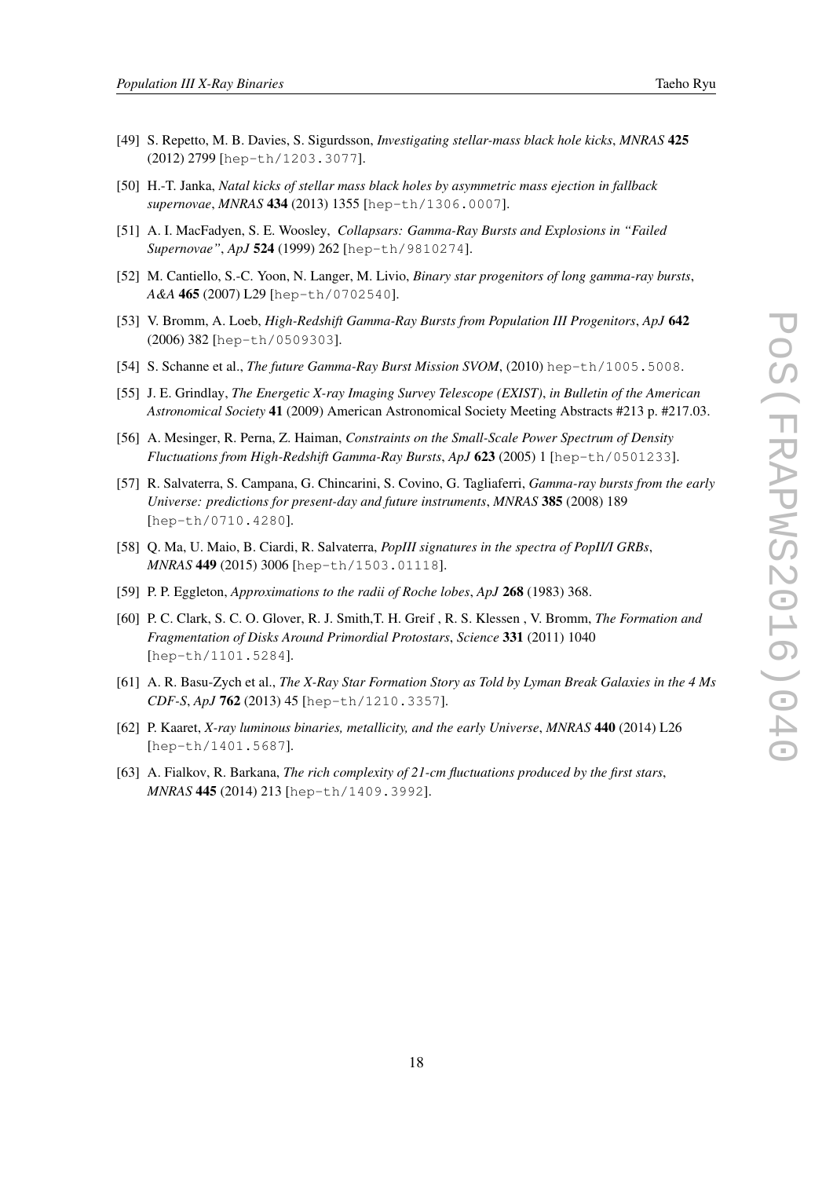[49] S. Repetto, M. B. Davies, S. Sigurdsson, *Investigating stellar-mass black hole kicks*, *MNRAS* **425** (2012) 2799 [hep-th/1203.3077].

[50] H.-T. Janka, *Natal kicks of stellar mass black holes by asymmetric mass ejection in fallback supernovae*, *MNRAS* **434** (2013) 1355 [hep-th/1306.0007].

[51] A. I. MacFadyen, S. E. Woosley, *Collapsars: Gamma-Ray Bursts and Explosions in "Failed Supernovae"*, *ApJ* **524** (1999) 262 [hep-th/9810274].

[52] M. Cantiello, S.-C. Yoon, N. Langer, M. Livio, *Binary star progenitors of long gamma-ray bursts*, *A&A* **465** (2007) L29 [hep-th/0702540].

[53] V. Bromm, A. Loeb, *High-Redshift Gamma-Ray Bursts from Population III Progenitors*, *ApJ* **642** (2006) 382 [hep-th/0509303].

[54] S. Schanne et al., *The future Gamma-Ray Burst Mission SVOM*, (2010) hep-th/1005.5008.

[55] J. E. Grindlay, *The Energetic X-ray Imaging Survey Telescope (EXIST)*, *in Bulletin of the American Astronomical Society* **41** (2009) American Astronomical Society Meeting Abstracts #213 p. #217.03.

[56] A. Mesinger, R. Perna, Z. Haiman, *Constraints on the Small-Scale Power Spectrum of Density Fluctuations from High-Redshift Gamma-Ray Bursts*, *ApJ* **623** (2005) 1 [hep-th/0501233].

[57] R. Salvaterra, S. Campana, G. Chincarini, S. Covino, G. Tagliaferri, *Gamma-ray bursts from the early Universe: predictions for present-day and future instruments*, *MNRAS* **385** (2008) 189 [hep-th/0710.4280].

[58] Q. Ma, U. Maio, B. Ciardi, R. Salvaterra, *PopIII signatures in the spectra of PopII/I GRBs*, *MNRAS* **449** (2015) 3006 [hep-th/1503.01118].

[59] P. P. Eggleton, *Approximations to the radii of Roche lobes*, *ApJ* **268** (1983) 368.

[60] P. C. Clark, S. C. O. Glover, R. J. Smith,T. H. Greif , R. S. Klessen , V. Bromm, *The Formation and Fragmentation of Disks Around Primordial Protostars*, *Science* **331** (2011) 1040 [hep-th/1101.5284].

[61] A. R. Basu-Zych et al., *The X-Ray Star Formation Story as Told by Lyman Break Galaxies in the 4 Ms CDF-S*, *ApJ* **762** (2013) 45 [hep-th/1210.3357].

[62] P. Kaaret, *X-ray luminous binaries, metallicity, and the early Universe*, *MNRAS* **440** (2014) L26 [hep-th/1401.5687].

[63] A. Fialkov, R. Barkana, *The rich complexity of 21-cm fluctuations produced by the first stars*, *MNRAS* **445** (2014) 213 [hep-th/1409.3992].